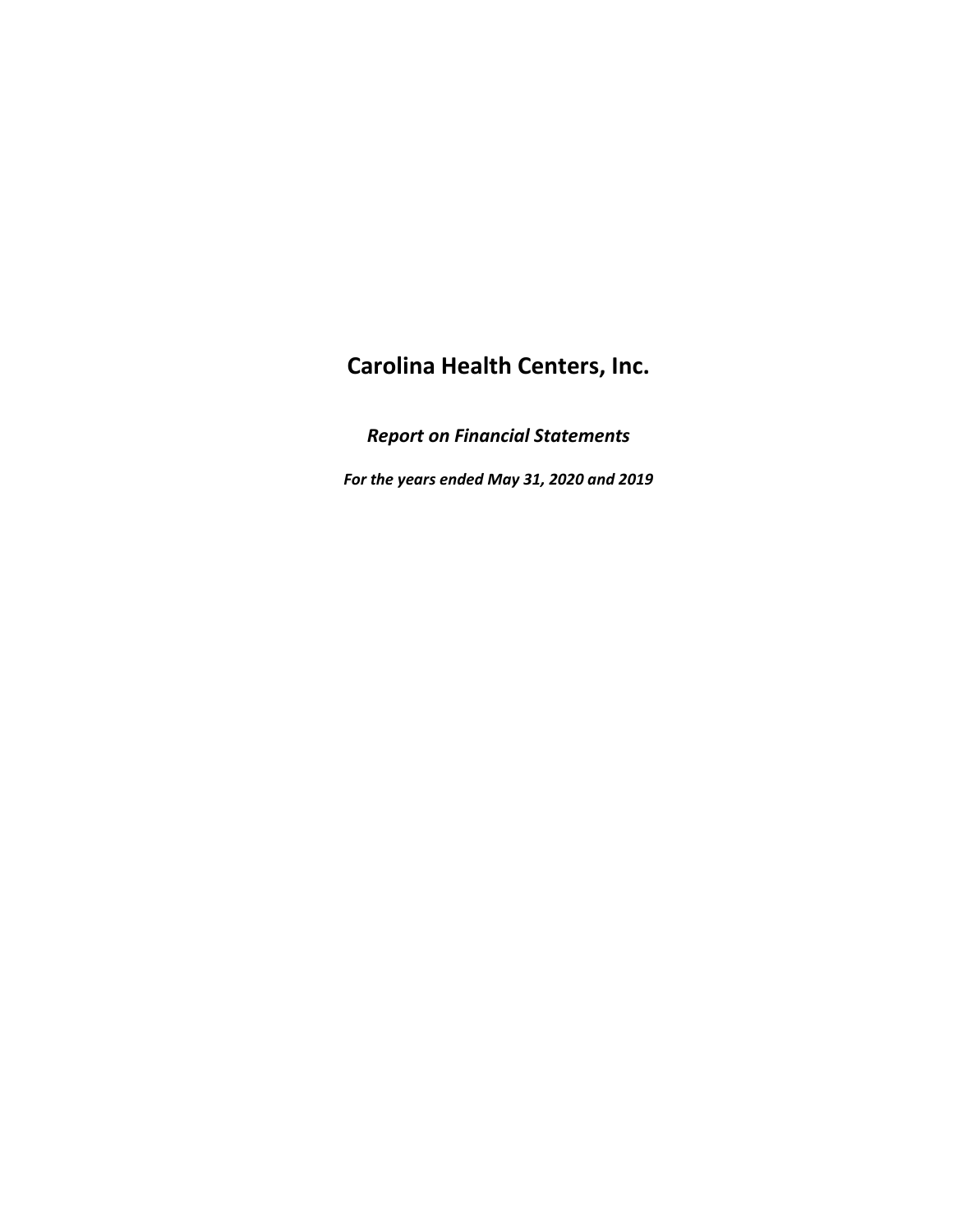# Carolina Health Centers, Inc.

***Report on Financial Statements***

***For the years ended May 31, 2020 and 2019***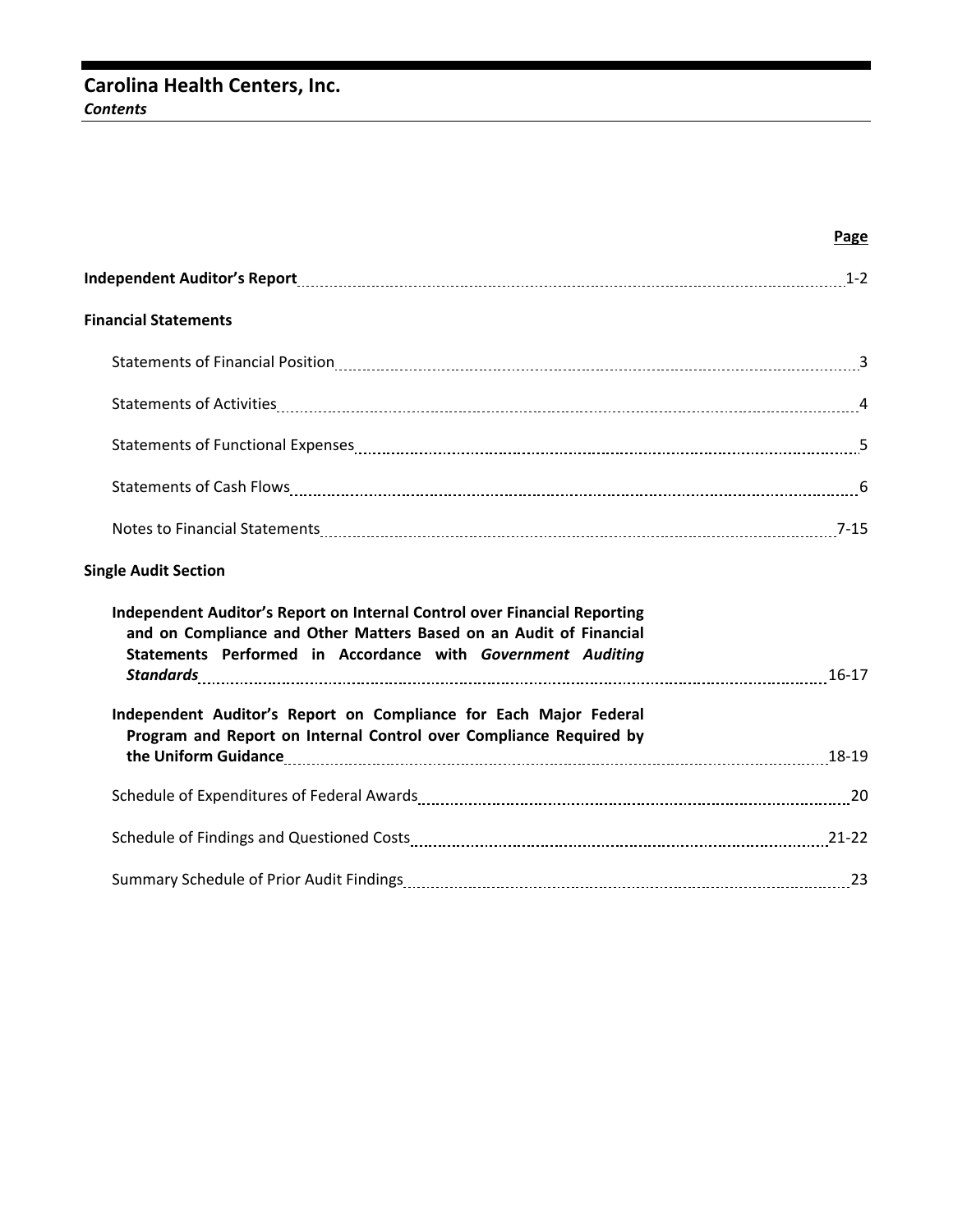# Carolina Health Centers, Inc.

*Contents*

| | Page |
|---|---|
| **Independent Auditor's Report** | 1-2 |
| **Financial Statements** | |
| Statements of Financial Position | 3 |
| Statements of Activities | 4 |
| Statements of Functional Expenses | 5 |
| Statements of Cash Flows | 6 |
| Notes to Financial Statements | 7-15 |
| **Single Audit Section** | |
| **Independent Auditor's Report on Internal Control over Financial Reporting and on Compliance and Other Matters Based on an Audit of Financial Statements Performed in Accordance with *Government Auditing Standards*** | 16-17 |
| **Independent Auditor's Report on Compliance for Each Major Federal Program and Report on Internal Control over Compliance Required by the Uniform Guidance** | 18-19 |
| Schedule of Expenditures of Federal Awards | 20 |
| Schedule of Findings and Questioned Costs | 21-22 |
| Summary Schedule of Prior Audit Findings | 23 |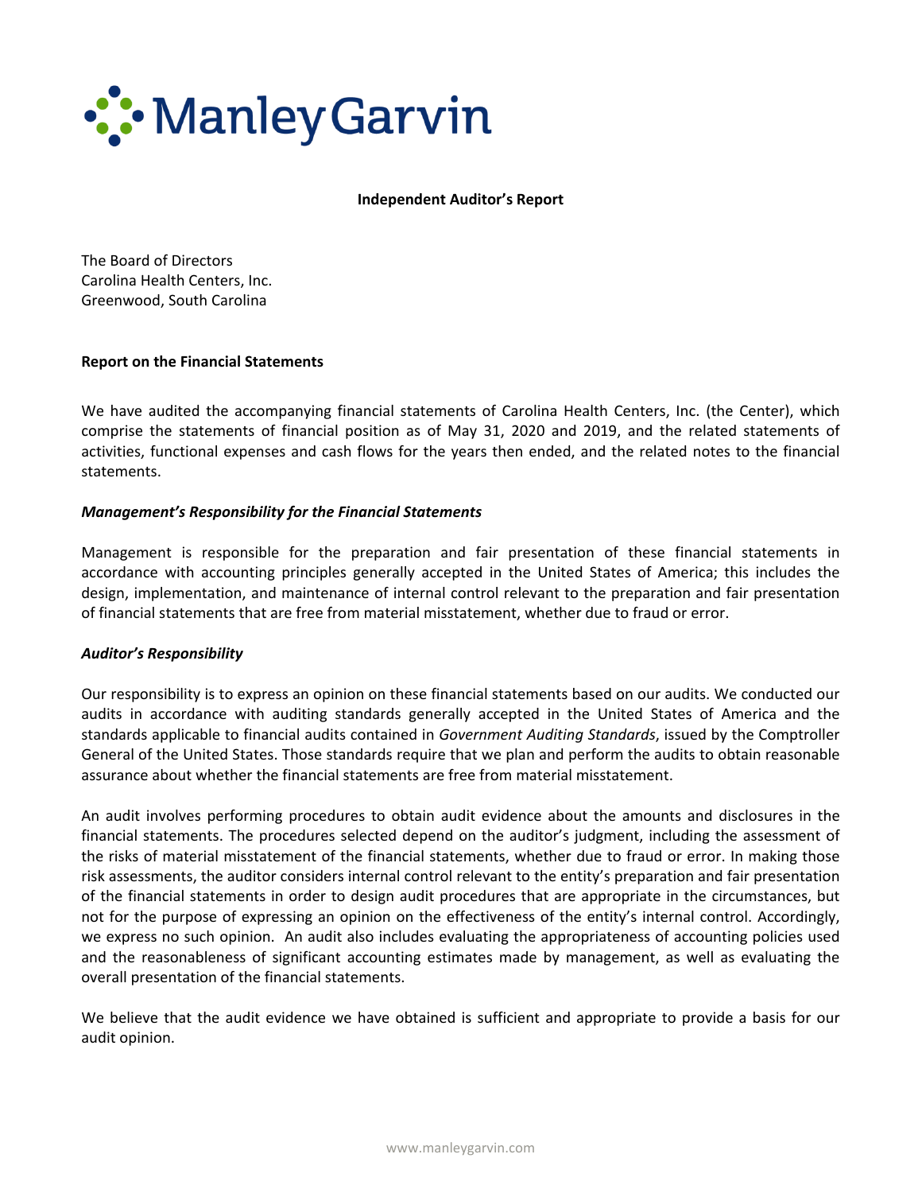ManleyGarvin

**Independent Auditor's Report**

The Board of Directors
Carolina Health Centers, Inc.
Greenwood, South Carolina

**Report on the Financial Statements**

We have audited the accompanying financial statements of Carolina Health Centers, Inc. (the Center), which comprise the statements of financial position as of May 31, 2020 and 2019, and the related statements of activities, functional expenses and cash flows for the years then ended, and the related notes to the financial statements.

***Management's Responsibility for the Financial Statements***

Management is responsible for the preparation and fair presentation of these financial statements in accordance with accounting principles generally accepted in the United States of America; this includes the design, implementation, and maintenance of internal control relevant to the preparation and fair presentation of financial statements that are free from material misstatement, whether due to fraud or error.

***Auditor's Responsibility***

Our responsibility is to express an opinion on these financial statements based on our audits. We conducted our audits in accordance with auditing standards generally accepted in the United States of America and the standards applicable to financial audits contained in *Government Auditing Standards*, issued by the Comptroller General of the United States. Those standards require that we plan and perform the audits to obtain reasonable assurance about whether the financial statements are free from material misstatement.

An audit involves performing procedures to obtain audit evidence about the amounts and disclosures in the financial statements. The procedures selected depend on the auditor's judgment, including the assessment of the risks of material misstatement of the financial statements, whether due to fraud or error. In making those risk assessments, the auditor considers internal control relevant to the entity's preparation and fair presentation of the financial statements in order to design audit procedures that are appropriate in the circumstances, but not for the purpose of expressing an opinion on the effectiveness of the entity's internal control. Accordingly, we express no such opinion. An audit also includes evaluating the appropriateness of accounting policies used and the reasonableness of significant accounting estimates made by management, as well as evaluating the overall presentation of the financial statements.

We believe that the audit evidence we have obtained is sufficient and appropriate to provide a basis for our audit opinion.

www.manleygarvin.com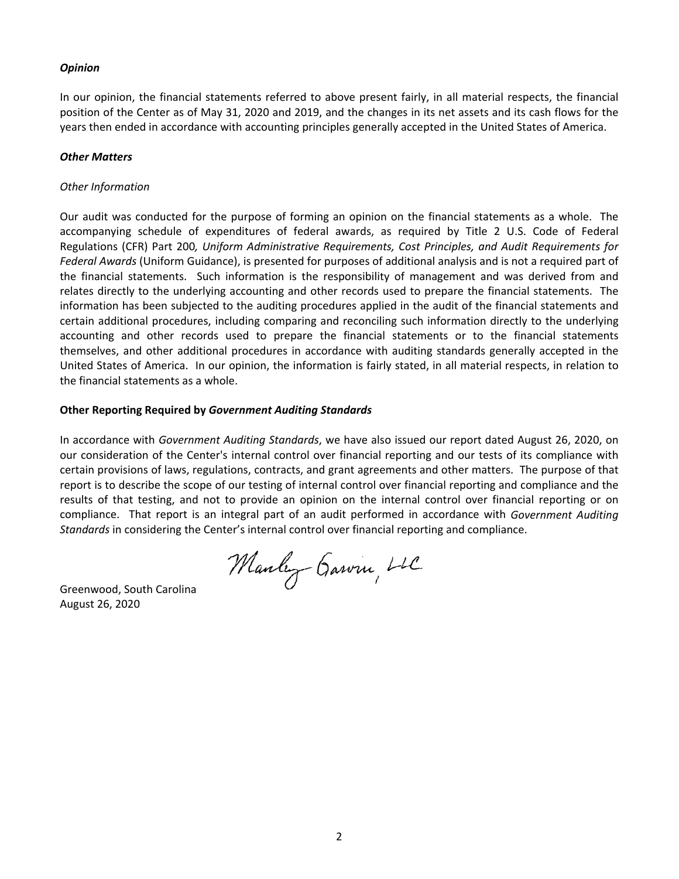***Opinion***

In our opinion, the financial statements referred to above present fairly, in all material respects, the financial position of the Center as of May 31, 2020 and 2019, and the changes in its net assets and its cash flows for the years then ended in accordance with accounting principles generally accepted in the United States of America.

***Other Matters***

*Other Information*

Our audit was conducted for the purpose of forming an opinion on the financial statements as a whole. The accompanying schedule of expenditures of federal awards, as required by Title 2 U.S. Code of Federal Regulations (CFR) Part 200*, Uniform Administrative Requirements, Cost Principles, and Audit Requirements for Federal Awards* (Uniform Guidance), is presented for purposes of additional analysis and is not a required part of the financial statements. Such information is the responsibility of management and was derived from and relates directly to the underlying accounting and other records used to prepare the financial statements. The information has been subjected to the auditing procedures applied in the audit of the financial statements and certain additional procedures, including comparing and reconciling such information directly to the underlying accounting and other records used to prepare the financial statements or to the financial statements themselves, and other additional procedures in accordance with auditing standards generally accepted in the United States of America. In our opinion, the information is fairly stated, in all material respects, in relation to the financial statements as a whole.

**Other Reporting Required by *Government Auditing Standards***

In accordance with *Government Auditing Standards*, we have also issued our report dated August 26, 2020, on our consideration of the Center's internal control over financial reporting and our tests of its compliance with certain provisions of laws, regulations, contracts, and grant agreements and other matters. The purpose of that report is to describe the scope of our testing of internal control over financial reporting and compliance and the results of that testing, and not to provide an opinion on the internal control over financial reporting or on compliance. That report is an integral part of an audit performed in accordance with *Government Auditing Standards* in considering the Center's internal control over financial reporting and compliance.

Manley Garvin, LLC

Greenwood, South Carolina
August 26, 2020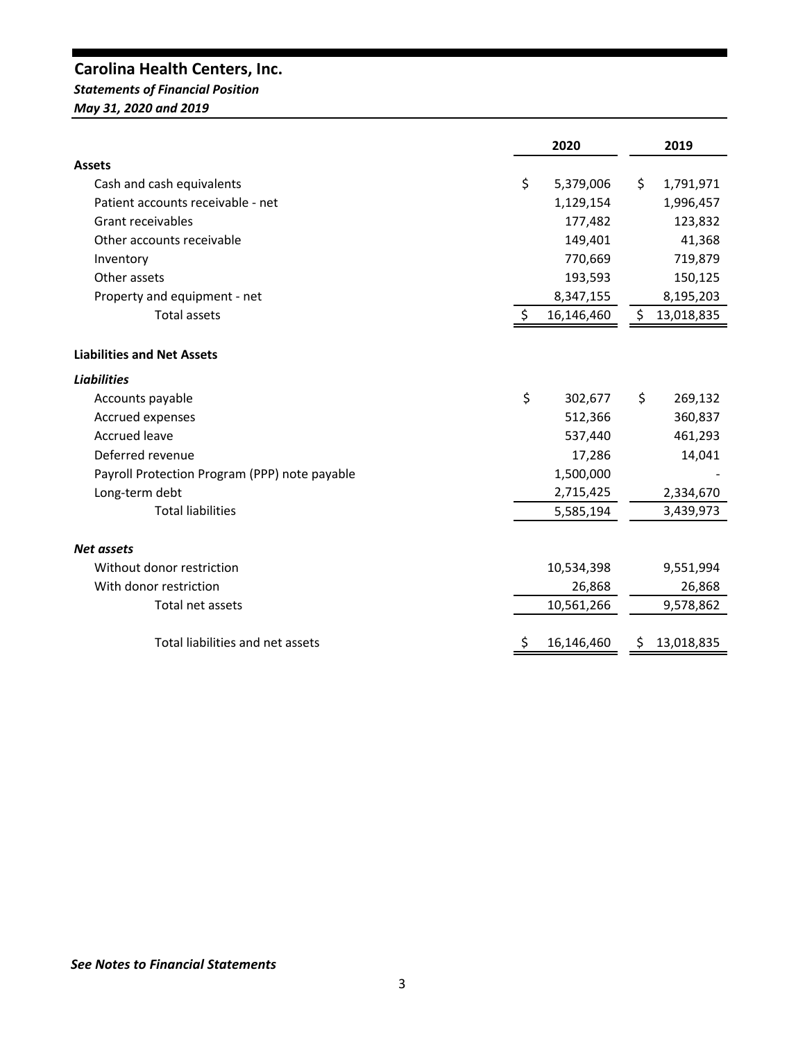# Carolina Health Centers, Inc.

***Statements of Financial Position***

***May 31, 2020 and 2019***

| | 2020 | 2019 |
|---|---|---|
| **Assets** | | |
| Cash and cash equivalents | $ 5,379,006 | $ 1,791,971 |
| Patient accounts receivable - net | 1,129,154 | 1,996,457 |
| Grant receivables | 177,482 | 123,832 |
| Other accounts receivable | 149,401 | 41,368 |
| Inventory | 770,669 | 719,879 |
| Other assets | 193,593 | 150,125 |
| Property and equipment - net | 8,347,155 | 8,195,203 |
| Total assets | $ 16,146,460 | $ 13,018,835 |
| | | |
| **Liabilities and Net Assets** | | |
| ***Liabilities*** | | |
| Accounts payable | $ 302,677 | $ 269,132 |
| Accrued expenses | 512,366 | 360,837 |
| Accrued leave | 537,440 | 461,293 |
| Deferred revenue | 17,286 | 14,041 |
| Payroll Protection Program (PPP) note payable | 1,500,000 | - |
| Long-term debt | 2,715,425 | 2,334,670 |
| Total liabilities | 5,585,194 | 3,439,973 |
| | | |
| ***Net assets*** | | |
| Without donor restriction | 10,534,398 | 9,551,994 |
| With donor restriction | 26,868 | 26,868 |
| Total net assets | 10,561,266 | 9,578,862 |
| | | |
| Total liabilities and net assets | $ 16,146,460 | $ 13,018,835 |

***See Notes to Financial Statements***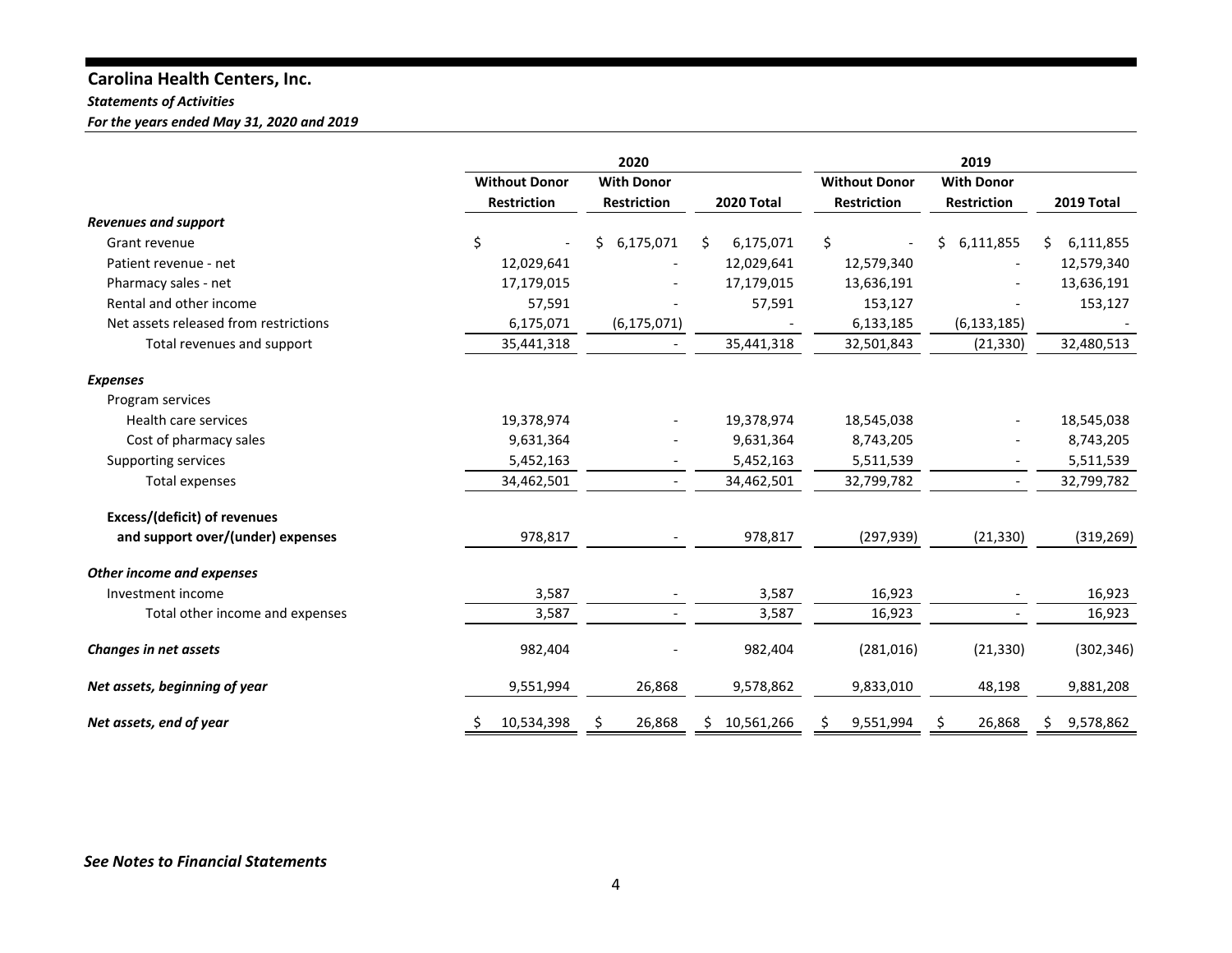# Carolina Health Centers, Inc.

***Statements of Activities***

***For the years ended May 31, 2020 and 2019***

| | 2020 | | | 2019 | | |
|---|---|---|---|---|---|---|
| | **Without Donor Restriction** | **With Donor Restriction** | **2020 Total** | **Without Donor Restriction** | **With Donor Restriction** | **2019 Total** |
| ***Revenues and support*** | | | | | | |
| Grant revenue | $ - | $ 6,175,071 | $ 6,175,071 | $ - | $ 6,111,855 | $ 6,111,855 |
| Patient revenue - net | 12,029,641 | - | 12,029,641 | 12,579,340 | - | 12,579,340 |
| Pharmacy sales - net | 17,179,015 | - | 17,179,015 | 13,636,191 | - | 13,636,191 |
| Rental and other income | 57,591 | - | 57,591 | 153,127 | - | 153,127 |
| Net assets released from restrictions | 6,175,071 | (6,175,071) | - | 6,133,185 | (6,133,185) | - |
| Total revenues and support | 35,441,318 | - | 35,441,318 | 32,501,843 | (21,330) | 32,480,513 |
| ***Expenses*** | | | | | | |
| Program services | | | | | | |
| Health care services | 19,378,974 | - | 19,378,974 | 18,545,038 | - | 18,545,038 |
| Cost of pharmacy sales | 9,631,364 | - | 9,631,364 | 8,743,205 | - | 8,743,205 |
| Supporting services | 5,452,163 | - | 5,452,163 | 5,511,539 | - | 5,511,539 |
| Total expenses | 34,462,501 | - | 34,462,501 | 32,799,782 | - | 32,799,782 |
| **Excess/(deficit) of revenues and support over/(under) expenses** | 978,817 | - | 978,817 | (297,939) | (21,330) | (319,269) |
| ***Other income and expenses*** | | | | | | |
| Investment income | 3,587 | - | 3,587 | 16,923 | - | 16,923 |
| Total other income and expenses | 3,587 | - | 3,587 | 16,923 | - | 16,923 |
| ***Changes in net assets*** | 982,404 | - | 982,404 | (281,016) | (21,330) | (302,346) |
| ***Net assets, beginning of year*** | 9,551,994 | 26,868 | 9,578,862 | 9,833,010 | 48,198 | 9,881,208 |
| ***Net assets, end of year*** | $ 10,534,398 | $ 26,868 | $ 10,561,266 | $ 9,551,994 | $ 26,868 | $ 9,578,862 |

***See Notes to Financial Statements***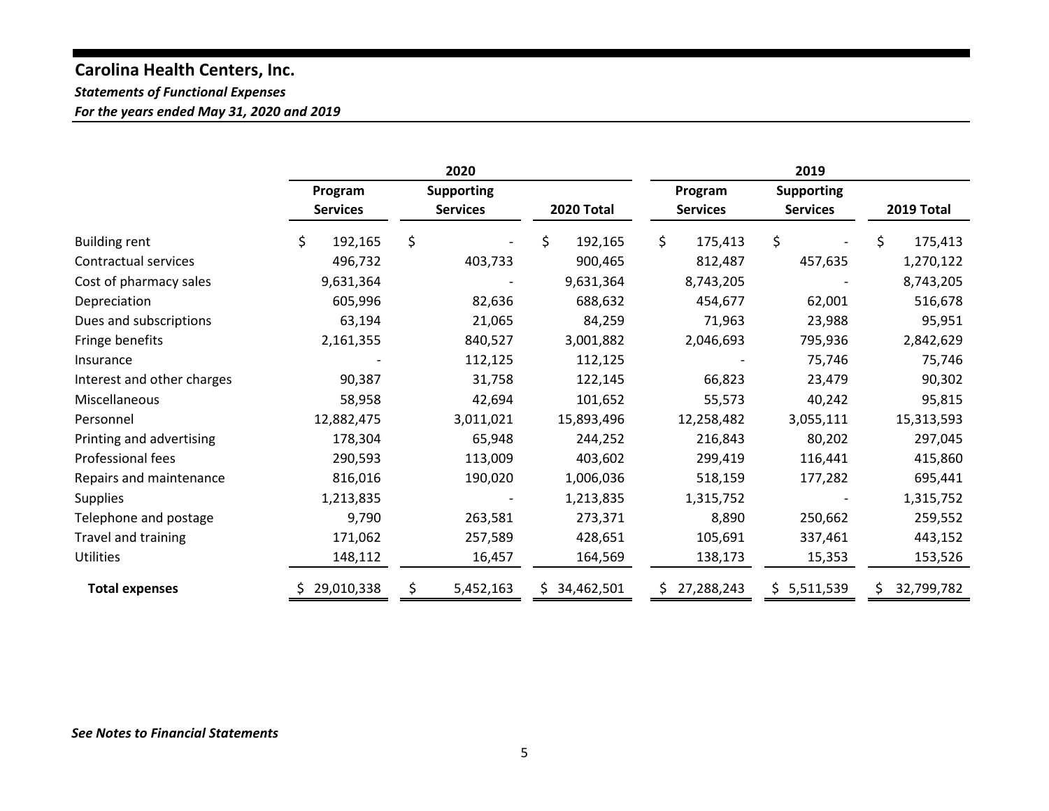## Carolina Health Centers, Inc.

***Statements of Functional Expenses***

***For the years ended May 31, 2020 and 2019***

| | 2020 | | | 2019 | | |
|---|---|---|---|---|---|---|
| | Program Services | Supporting Services | 2020 Total | Program Services | Supporting Services | 2019 Total |
| Building rent | $ 192,165 | $ - | $ 192,165 | $ 175,413 | $ - | $ 175,413 |
| Contractual services | 496,732 | 403,733 | 900,465 | 812,487 | 457,635 | 1,270,122 |
| Cost of pharmacy sales | 9,631,364 | - | 9,631,364 | 8,743,205 | - | 8,743,205 |
| Depreciation | 605,996 | 82,636 | 688,632 | 454,677 | 62,001 | 516,678 |
| Dues and subscriptions | 63,194 | 21,065 | 84,259 | 71,963 | 23,988 | 95,951 |
| Fringe benefits | 2,161,355 | 840,527 | 3,001,882 | 2,046,693 | 795,936 | 2,842,629 |
| Insurance | - | 112,125 | 112,125 | - | 75,746 | 75,746 |
| Interest and other charges | 90,387 | 31,758 | 122,145 | 66,823 | 23,479 | 90,302 |
| Miscellaneous | 58,958 | 42,694 | 101,652 | 55,573 | 40,242 | 95,815 |
| Personnel | 12,882,475 | 3,011,021 | 15,893,496 | 12,258,482 | 3,055,111 | 15,313,593 |
| Printing and advertising | 178,304 | 65,948 | 244,252 | 216,843 | 80,202 | 297,045 |
| Professional fees | 290,593 | 113,009 | 403,602 | 299,419 | 116,441 | 415,860 |
| Repairs and maintenance | 816,016 | 190,020 | 1,006,036 | 518,159 | 177,282 | 695,441 |
| Supplies | 1,213,835 | - | 1,213,835 | 1,315,752 | - | 1,315,752 |
| Telephone and postage | 9,790 | 263,581 | 273,371 | 8,890 | 250,662 | 259,552 |
| Travel and training | 171,062 | 257,589 | 428,651 | 105,691 | 337,461 | 443,152 |
| Utilities | 148,112 | 16,457 | 164,569 | 138,173 | 15,353 | 153,526 |
| **Total expenses** | $ 29,010,338 | $ 5,452,163 | $ 34,462,501 | $ 27,288,243 | $ 5,511,539 | $ 32,799,782 |

***See Notes to Financial Statements***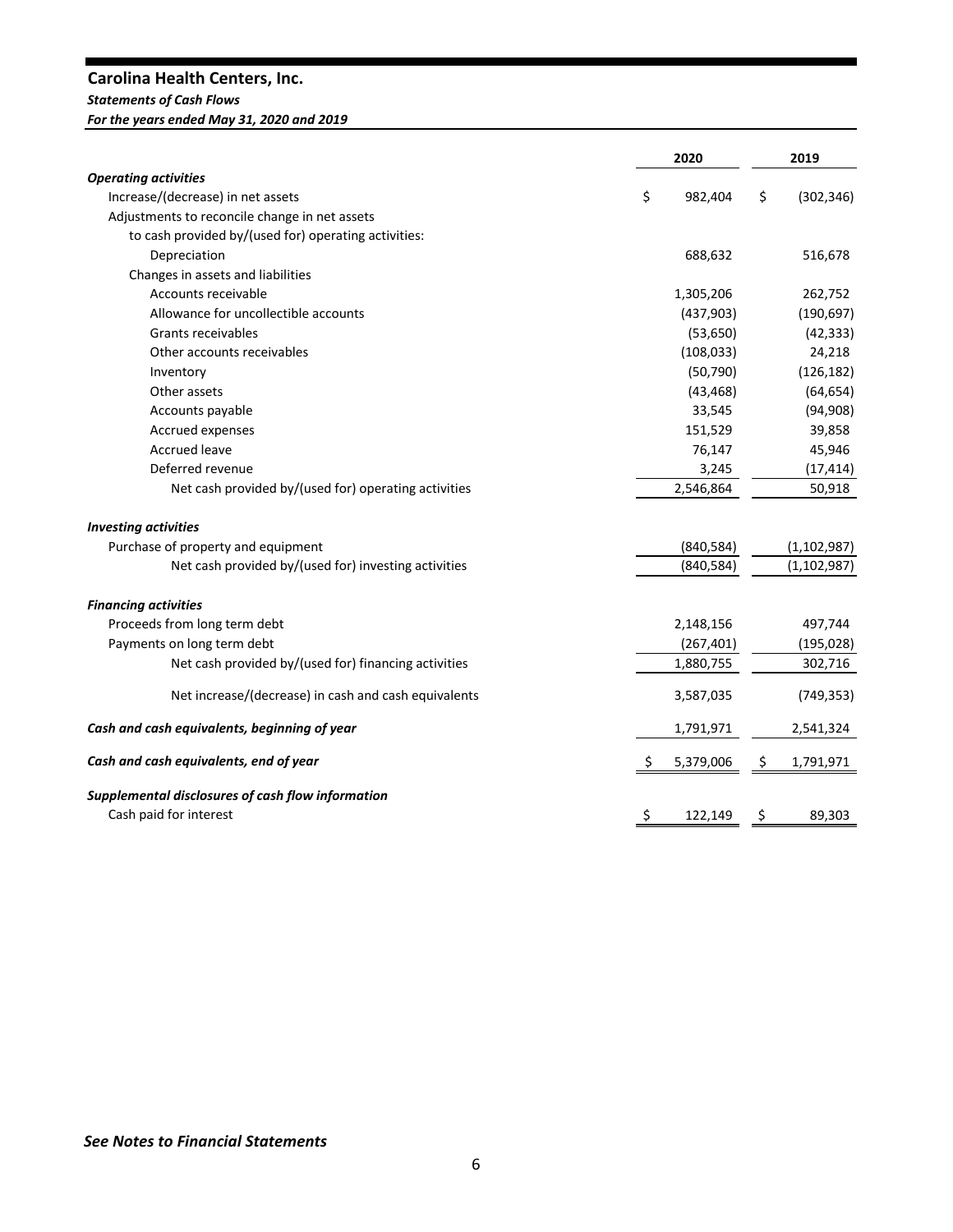## Carolina Health Centers, Inc.

***Statements of Cash Flows***

***For the years ended May 31, 2020 and 2019***

| | 2020 | 2019 |
|---|---|---|
| ***Operating activities*** | | |
| Increase/(decrease) in net assets | $ 982,404 | $ (302,346) |
| Adjustments to reconcile change in net assets | | |
| to cash provided by/(used for) operating activities: | | |
| Depreciation | 688,632 | 516,678 |
| Changes in assets and liabilities | | |
| Accounts receivable | 1,305,206 | 262,752 |
| Allowance for uncollectible accounts | (437,903) | (190,697) |
| Grants receivables | (53,650) | (42,333) |
| Other accounts receivables | (108,033) | 24,218 |
| Inventory | (50,790) | (126,182) |
| Other assets | (43,468) | (64,654) |
| Accounts payable | 33,545 | (94,908) |
| Accrued expenses | 151,529 | 39,858 |
| Accrued leave | 76,147 | 45,946 |
| Deferred revenue | 3,245 | (17,414) |
| Net cash provided by/(used for) operating activities | 2,546,864 | 50,918 |
| ***Investing activities*** | | |
| Purchase of property and equipment | (840,584) | (1,102,987) |
| Net cash provided by/(used for) investing activities | (840,584) | (1,102,987) |
| ***Financing activities*** | | |
| Proceeds from long term debt | 2,148,156 | 497,744 |
| Payments on long term debt | (267,401) | (195,028) |
| Net cash provided by/(used for) financing activities | 1,880,755 | 302,716 |
| Net increase/(decrease) in cash and cash equivalents | 3,587,035 | (749,353) |
| ***Cash and cash equivalents, beginning of year*** | 1,791,971 | 2,541,324 |
| ***Cash and cash equivalents, end of year*** | $ 5,379,006 | $ 1,791,971 |
| ***Supplemental disclosures of cash flow information*** | | |
| Cash paid for interest | $ 122,149 | $ 89,303 |

***See Notes to Financial Statements***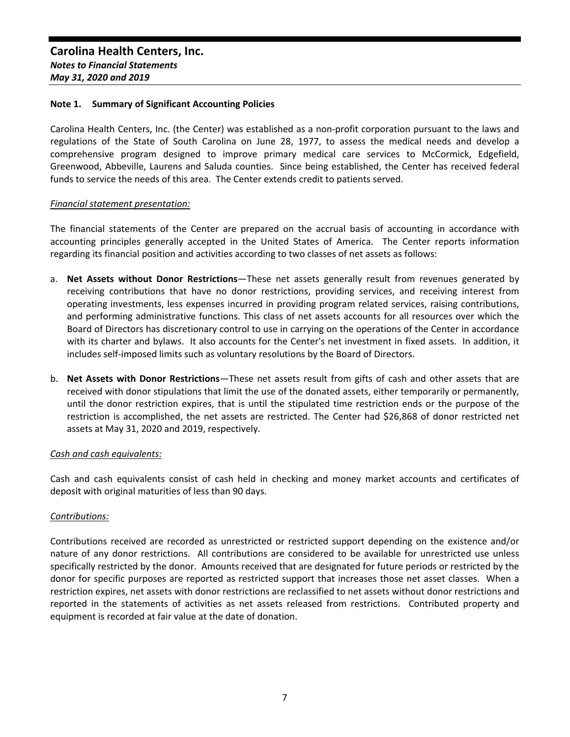## Note 1. Summary of Significant Accounting Policies

Carolina Health Centers, Inc. (the Center) was established as a non-profit corporation pursuant to the laws and regulations of the State of South Carolina on June 28, 1977, to assess the medical needs and develop a comprehensive program designed to improve primary medical care services to McCormick, Edgefield, Greenwood, Abbeville, Laurens and Saluda counties. Since being established, the Center has received federal funds to service the needs of this area. The Center extends credit to patients served.

*Financial statement presentation:*

The financial statements of the Center are prepared on the accrual basis of accounting in accordance with accounting principles generally accepted in the United States of America. The Center reports information regarding its financial position and activities according to two classes of net assets as follows:

a. **Net Assets without Donor Restrictions**—These net assets generally result from revenues generated by receiving contributions that have no donor restrictions, providing services, and receiving interest from operating investments, less expenses incurred in providing program related services, raising contributions, and performing administrative functions. This class of net assets accounts for all resources over which the Board of Directors has discretionary control to use in carrying on the operations of the Center in accordance with its charter and bylaws. It also accounts for the Center's net investment in fixed assets. In addition, it includes self-imposed limits such as voluntary resolutions by the Board of Directors.

b. **Net Assets with Donor Restrictions**—These net assets result from gifts of cash and other assets that are received with donor stipulations that limit the use of the donated assets, either temporarily or permanently, until the donor restriction expires, that is until the stipulated time restriction ends or the purpose of the restriction is accomplished, the net assets are restricted. The Center had $26,868 of donor restricted net assets at May 31, 2020 and 2019, respectively.

*Cash and cash equivalents:*

Cash and cash equivalents consist of cash held in checking and money market accounts and certificates of deposit with original maturities of less than 90 days.

*Contributions:*

Contributions received are recorded as unrestricted or restricted support depending on the existence and/or nature of any donor restrictions. All contributions are considered to be available for unrestricted use unless specifically restricted by the donor. Amounts received that are designated for future periods or restricted by the donor for specific purposes are reported as restricted support that increases those net asset classes. When a restriction expires, net assets with donor restrictions are reclassified to net assets without donor restrictions and reported in the statements of activities as net assets released from restrictions. Contributed property and equipment is recorded at fair value at the date of donation.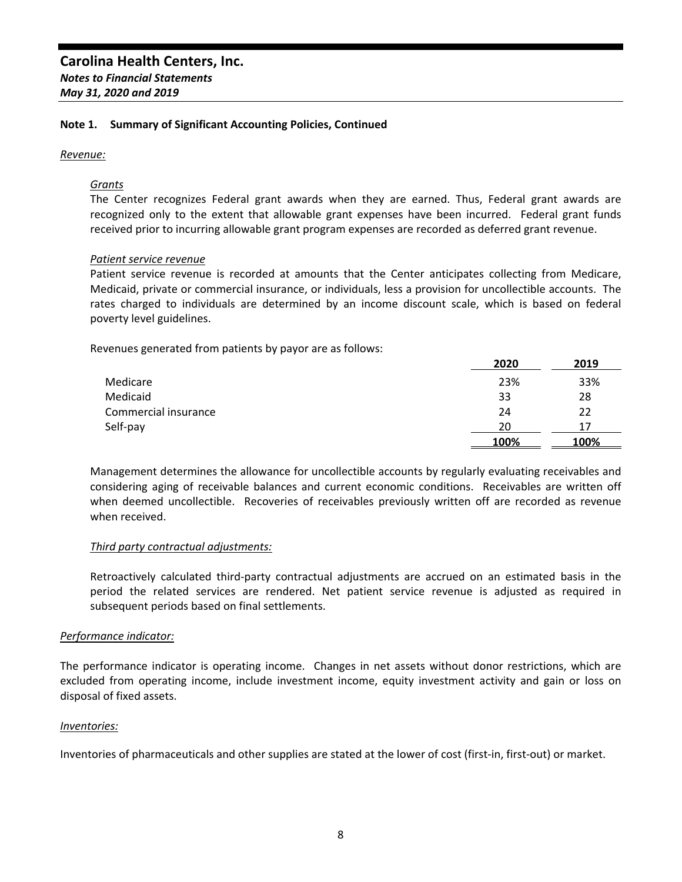## Note 1. Summary of Significant Accounting Policies, Continued

*Revenue:*

*Grants*

The Center recognizes Federal grant awards when they are earned. Thus, Federal grant awards are recognized only to the extent that allowable grant expenses have been incurred. Federal grant funds received prior to incurring allowable grant program expenses are recorded as deferred grant revenue.

*Patient service revenue*

Patient service revenue is recorded at amounts that the Center anticipates collecting from Medicare, Medicaid, private or commercial insurance, or individuals, less a provision for uncollectible accounts. The rates charged to individuals are determined by an income discount scale, which is based on federal poverty level guidelines.

Revenues generated from patients by payor are as follows:

| | 2020 | 2019 |
|---|---|---|
| Medicare | 23% | 33% |
| Medicaid | 33 | 28 |
| Commercial insurance | 24 | 22 |
| Self-pay | 20 | 17 |
| | 100% | 100% |

Management determines the allowance for uncollectible accounts by regularly evaluating receivables and considering aging of receivable balances and current economic conditions. Receivables are written off when deemed uncollectible. Recoveries of receivables previously written off are recorded as revenue when received.

*Third party contractual adjustments:*

Retroactively calculated third-party contractual adjustments are accrued on an estimated basis in the period the related services are rendered. Net patient service revenue is adjusted as required in subsequent periods based on final settlements.

*Performance indicator:*

The performance indicator is operating income. Changes in net assets without donor restrictions, which are excluded from operating income, include investment income, equity investment activity and gain or loss on disposal of fixed assets.

*Inventories:*

Inventories of pharmaceuticals and other supplies are stated at the lower of cost (first-in, first-out) or market.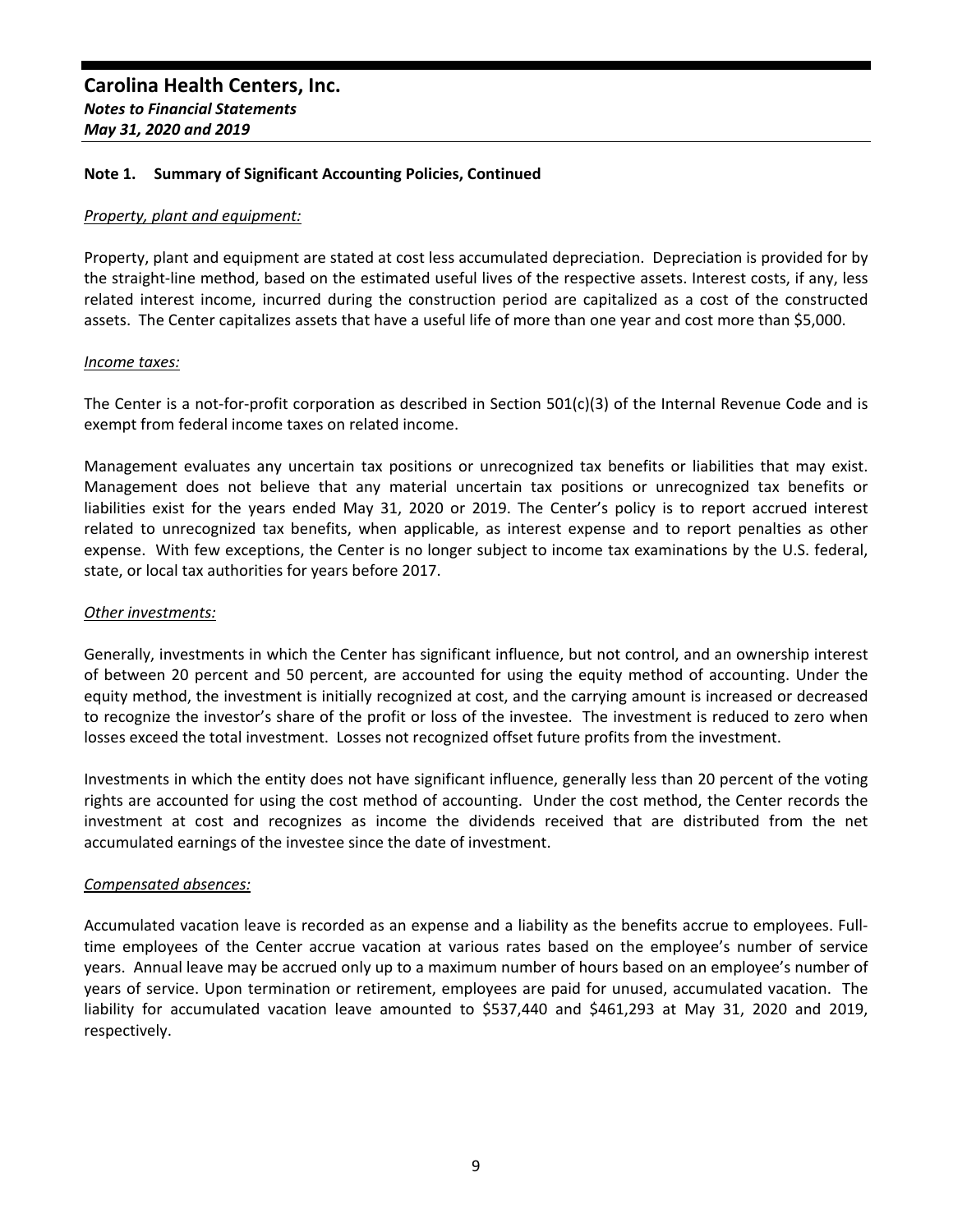## Note 1. Summary of Significant Accounting Policies, Continued

*Property, plant and equipment:*

Property, plant and equipment are stated at cost less accumulated depreciation. Depreciation is provided for by the straight-line method, based on the estimated useful lives of the respective assets. Interest costs, if any, less related interest income, incurred during the construction period are capitalized as a cost of the constructed assets. The Center capitalizes assets that have a useful life of more than one year and cost more than $5,000.

*Income taxes:*

The Center is a not-for-profit corporation as described in Section 501(c)(3) of the Internal Revenue Code and is exempt from federal income taxes on related income.

Management evaluates any uncertain tax positions or unrecognized tax benefits or liabilities that may exist. Management does not believe that any material uncertain tax positions or unrecognized tax benefits or liabilities exist for the years ended May 31, 2020 or 2019. The Center's policy is to report accrued interest related to unrecognized tax benefits, when applicable, as interest expense and to report penalties as other expense. With few exceptions, the Center is no longer subject to income tax examinations by the U.S. federal, state, or local tax authorities for years before 2017.

*Other investments:*

Generally, investments in which the Center has significant influence, but not control, and an ownership interest of between 20 percent and 50 percent, are accounted for using the equity method of accounting. Under the equity method, the investment is initially recognized at cost, and the carrying amount is increased or decreased to recognize the investor's share of the profit or loss of the investee. The investment is reduced to zero when losses exceed the total investment. Losses not recognized offset future profits from the investment.

Investments in which the entity does not have significant influence, generally less than 20 percent of the voting rights are accounted for using the cost method of accounting. Under the cost method, the Center records the investment at cost and recognizes as income the dividends received that are distributed from the net accumulated earnings of the investee since the date of investment.

*Compensated absences:*

Accumulated vacation leave is recorded as an expense and a liability as the benefits accrue to employees. Full-time employees of the Center accrue vacation at various rates based on the employee's number of service years. Annual leave may be accrued only up to a maximum number of hours based on an employee's number of years of service. Upon termination or retirement, employees are paid for unused, accumulated vacation. The liability for accumulated vacation leave amounted to $537,440 and $461,293 at May 31, 2020 and 2019, respectively.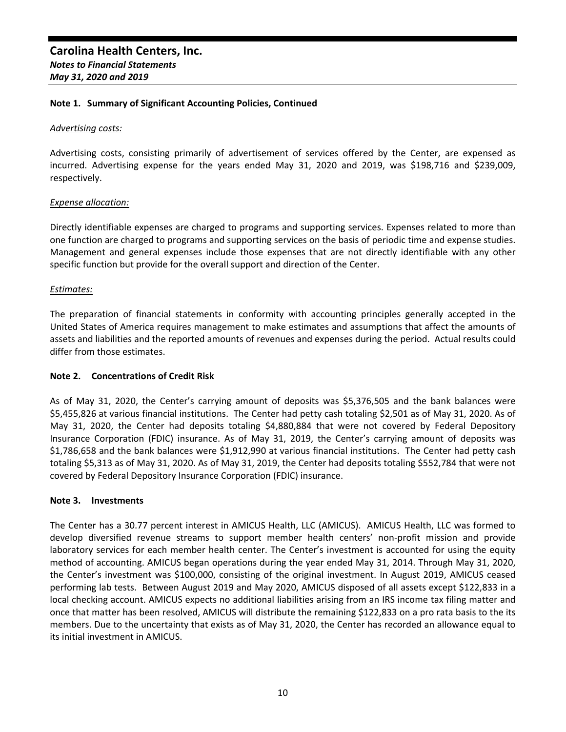# Carolina Health Centers, Inc.

***Notes to Financial Statements***

***May 31, 2020 and 2019***

**Note 1. Summary of Significant Accounting Policies, Continued**

*Advertising costs:*

Advertising costs, consisting primarily of advertisement of services offered by the Center, are expensed as incurred. Advertising expense for the years ended May 31, 2020 and 2019, was $198,716 and $239,009, respectively.

*Expense allocation:*

Directly identifiable expenses are charged to programs and supporting services. Expenses related to more than one function are charged to programs and supporting services on the basis of periodic time and expense studies. Management and general expenses include those expenses that are not directly identifiable with any other specific function but provide for the overall support and direction of the Center.

*Estimates:*

The preparation of financial statements in conformity with accounting principles generally accepted in the United States of America requires management to make estimates and assumptions that affect the amounts of assets and liabilities and the reported amounts of revenues and expenses during the period. Actual results could differ from those estimates.

**Note 2. Concentrations of Credit Risk**

As of May 31, 2020, the Center's carrying amount of deposits was $5,376,505 and the bank balances were $5,455,826 at various financial institutions. The Center had petty cash totaling $2,501 as of May 31, 2020. As of May 31, 2020, the Center had deposits totaling $4,880,884 that were not covered by Federal Depository Insurance Corporation (FDIC) insurance. As of May 31, 2019, the Center's carrying amount of deposits was $1,786,658 and the bank balances were $1,912,990 at various financial institutions. The Center had petty cash totaling $5,313 as of May 31, 2020. As of May 31, 2019, the Center had deposits totaling $552,784 that were not covered by Federal Depository Insurance Corporation (FDIC) insurance.

**Note 3. Investments**

The Center has a 30.77 percent interest in AMICUS Health, LLC (AMICUS). AMICUS Health, LLC was formed to develop diversified revenue streams to support member health centers' non-profit mission and provide laboratory services for each member health center. The Center's investment is accounted for using the equity method of accounting. AMICUS began operations during the year ended May 31, 2014. Through May 31, 2020, the Center's investment was $100,000, consisting of the original investment. In August 2019, AMICUS ceased performing lab tests. Between August 2019 and May 2020, AMICUS disposed of all assets except $122,833 in a local checking account. AMICUS expects no additional liabilities arising from an IRS income tax filing matter and once that matter has been resolved, AMICUS will distribute the remaining $122,833 on a pro rata basis to the its members. Due to the uncertainty that exists as of May 31, 2020, the Center has recorded an allowance equal to its initial investment in AMICUS.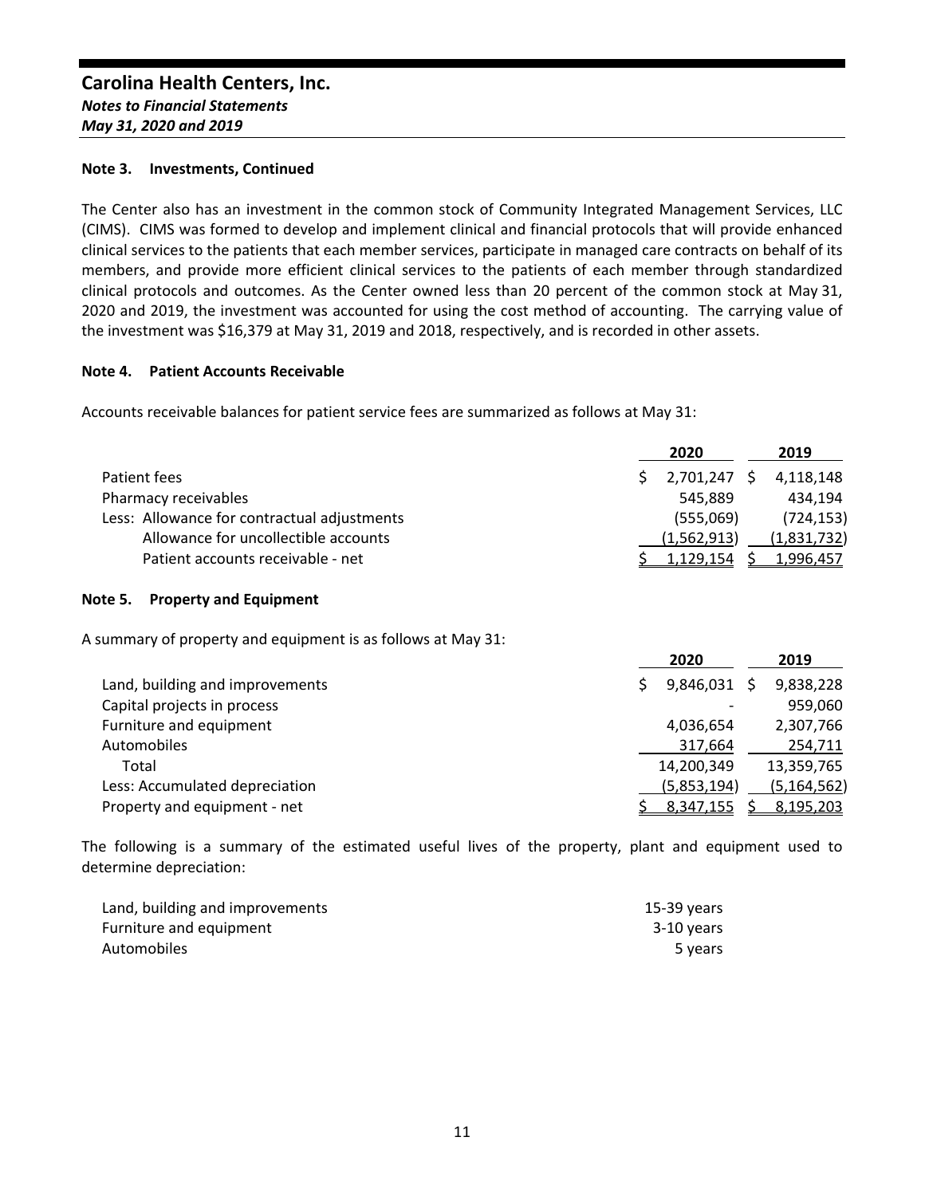# Carolina Health Centers, Inc.

***Notes to Financial Statements***

***May 31, 2020 and 2019***

**Note 3. Investments, Continued**

The Center also has an investment in the common stock of Community Integrated Management Services, LLC (CIMS). CIMS was formed to develop and implement clinical and financial protocols that will provide enhanced clinical services to the patients that each member services, participate in managed care contracts on behalf of its members, and provide more efficient clinical services to the patients of each member through standardized clinical protocols and outcomes. As the Center owned less than 20 percent of the common stock at May 31, 2020 and 2019, the investment was accounted for using the cost method of accounting. The carrying value of the investment was $16,379 at May 31, 2019 and 2018, respectively, and is recorded in other assets.

**Note 4. Patient Accounts Receivable**

Accounts receivable balances for patient service fees are summarized as follows at May 31:

| | 2020 | 2019 |
|---|---|---|
| Patient fees | $ 2,701,247 | $ 4,118,148 |
| Pharmacy receivables | 545,889 | 434,194 |
| Less: Allowance for contractual adjustments | (555,069) | (724,153) |
| Allowance for uncollectible accounts | (1,562,913) | (1,831,732) |
| Patient accounts receivable - net | $ 1,129,154 | $ 1,996,457 |

**Note 5. Property and Equipment**

A summary of property and equipment is as follows at May 31:

| | 2020 | 2019 |
|---|---|---|
| Land, building and improvements | $ 9,846,031 | $ 9,838,228 |
| Capital projects in process | - | 959,060 |
| Furniture and equipment | 4,036,654 | 2,307,766 |
| Automobiles | 317,664 | 254,711 |
| Total | 14,200,349 | 13,359,765 |
| Less: Accumulated depreciation | (5,853,194) | (5,164,562) |
| Property and equipment - net | $ 8,347,155 | $ 8,195,203 |

The following is a summary of the estimated useful lives of the property, plant and equipment used to determine depreciation:

| | |
|---|---|
| Land, building and improvements | 15-39 years |
| Furniture and equipment | 3-10 years |
| Automobiles | 5 years |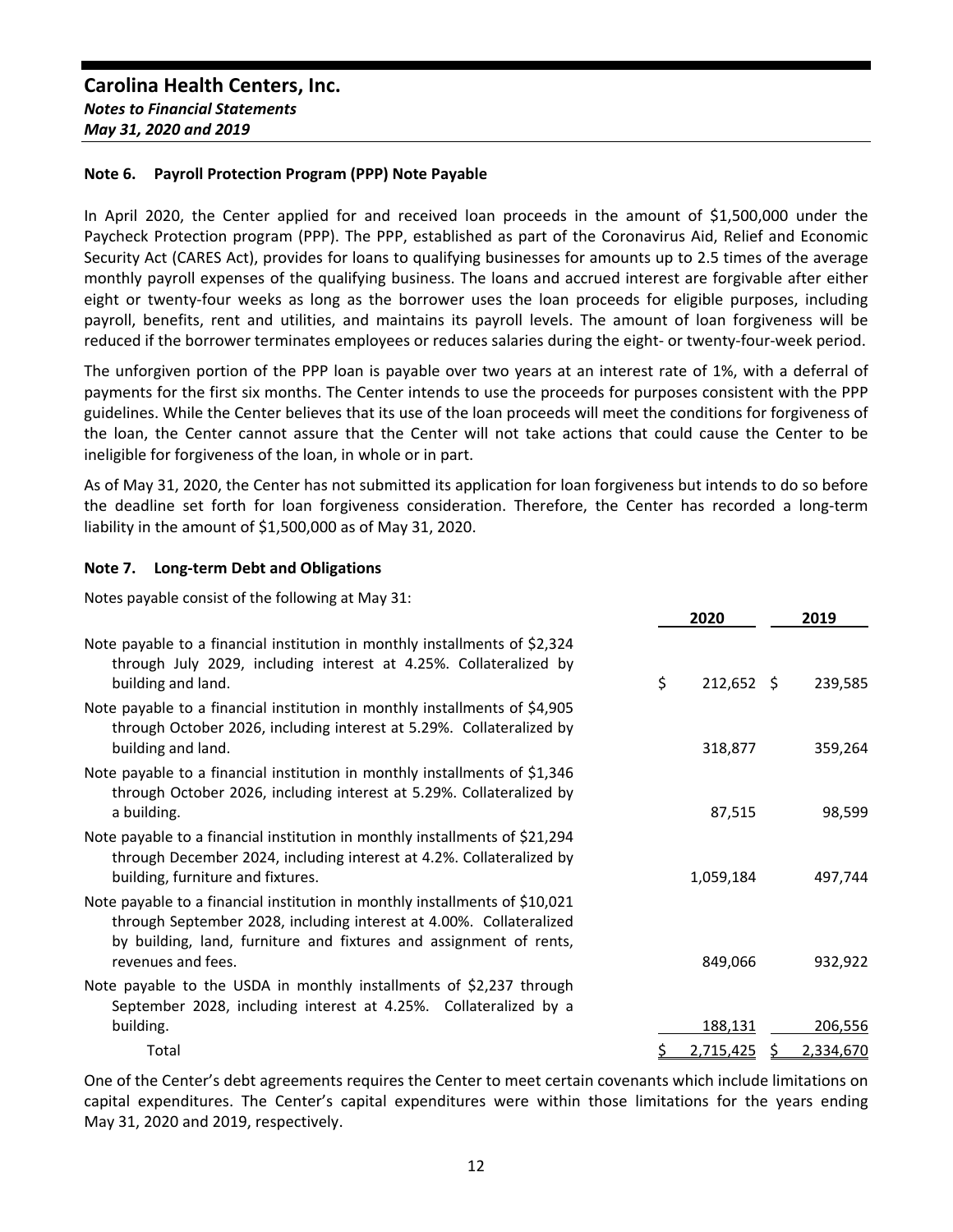## Carolina Health Centers, Inc.

*Notes to Financial Statements*

*May 31, 2020 and 2019*

### Note 6. Payroll Protection Program (PPP) Note Payable

In April 2020, the Center applied for and received loan proceeds in the amount of $1,500,000 under the Paycheck Protection program (PPP). The PPP, established as part of the Coronavirus Aid, Relief and Economic Security Act (CARES Act), provides for loans to qualifying businesses for amounts up to 2.5 times of the average monthly payroll expenses of the qualifying business. The loans and accrued interest are forgivable after either eight or twenty-four weeks as long as the borrower uses the loan proceeds for eligible purposes, including payroll, benefits, rent and utilities, and maintains its payroll levels. The amount of loan forgiveness will be reduced if the borrower terminates employees or reduces salaries during the eight- or twenty-four-week period.

The unforgiven portion of the PPP loan is payable over two years at an interest rate of 1%, with a deferral of payments for the first six months. The Center intends to use the proceeds for purposes consistent with the PPP guidelines. While the Center believes that its use of the loan proceeds will meet the conditions for forgiveness of the loan, the Center cannot assure that the Center will not take actions that could cause the Center to be ineligible for forgiveness of the loan, in whole or in part.

As of May 31, 2020, the Center has not submitted its application for loan forgiveness but intends to do so before the deadline set forth for loan forgiveness consideration. Therefore, the Center has recorded a long-term liability in the amount of $1,500,000 as of May 31, 2020.

### Note 7. Long-term Debt and Obligations

Notes payable consist of the following at May 31:

| | 2020 | 2019 |
|---|---|---|
| Note payable to a financial institution in monthly installments of $2,324 through July 2029, including interest at 4.25%. Collateralized by building and land. | $ 212,652 | $ 239,585 |
| Note payable to a financial institution in monthly installments of $4,905 through October 2026, including interest at 5.29%. Collateralized by building and land. | 318,877 | 359,264 |
| Note payable to a financial institution in monthly installments of $1,346 through October 2026, including interest at 5.29%. Collateralized by a building. | 87,515 | 98,599 |
| Note payable to a financial institution in monthly installments of $21,294 through December 2024, including interest at 4.2%. Collateralized by building, furniture and fixtures. | 1,059,184 | 497,744 |
| Note payable to a financial institution in monthly installments of $10,021 through September 2028, including interest at 4.00%. Collateralized by building, land, furniture and fixtures and assignment of rents, revenues and fees. | 849,066 | 932,922 |
| Note payable to the USDA in monthly installments of $2,237 through September 2028, including interest at 4.25%. Collateralized by a building. | 188,131 | 206,556 |
| Total | $ 2,715,425 | $ 2,334,670 |

One of the Center's debt agreements requires the Center to meet certain covenants which include limitations on capital expenditures. The Center's capital expenditures were within those limitations for the years ending May 31, 2020 and 2019, respectively.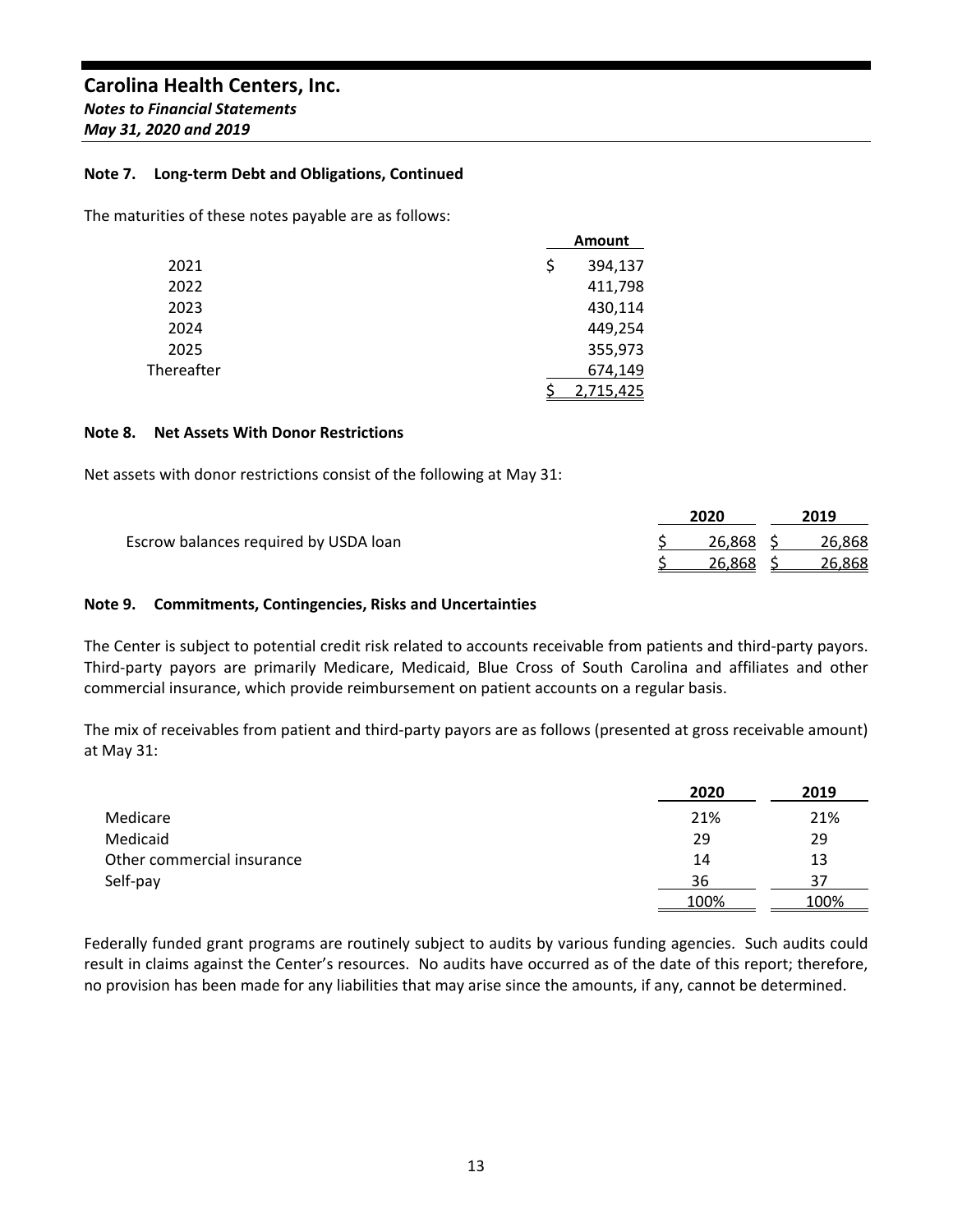**Carolina Health Centers, Inc.**
*Notes to Financial Statements*
*May 31, 2020 and 2019*

**Note 7. Long-term Debt and Obligations, Continued**

The maturities of these notes payable are as follows:

| | Amount |
|---|---|
| 2021 | $ 394,137 |
| 2022 | 411,798 |
| 2023 | 430,114 |
| 2024 | 449,254 |
| 2025 | 355,973 |
| Thereafter | 674,149 |
| | $ 2,715,425 |

**Note 8. Net Assets With Donor Restrictions**

Net assets with donor restrictions consist of the following at May 31:

| | 2020 | 2019 |
|---|---|---|
| Escrow balances required by USDA loan | $ 26,868 | $ 26,868 |
| | $ 26,868 | $ 26,868 |

**Note 9. Commitments, Contingencies, Risks and Uncertainties**

The Center is subject to potential credit risk related to accounts receivable from patients and third-party payors. Third-party payors are primarily Medicare, Medicaid, Blue Cross of South Carolina and affiliates and other commercial insurance, which provide reimbursement on patient accounts on a regular basis.

The mix of receivables from patient and third-party payors are as follows (presented at gross receivable amount) at May 31:

| | 2020 | 2019 |
|---|---|---|
| Medicare | 21% | 21% |
| Medicaid | 29 | 29 |
| Other commercial insurance | 14 | 13 |
| Self-pay | 36 | 37 |
| | 100% | 100% |

Federally funded grant programs are routinely subject to audits by various funding agencies. Such audits could result in claims against the Center's resources. No audits have occurred as of the date of this report; therefore, no provision has been made for any liabilities that may arise since the amounts, if any, cannot be determined.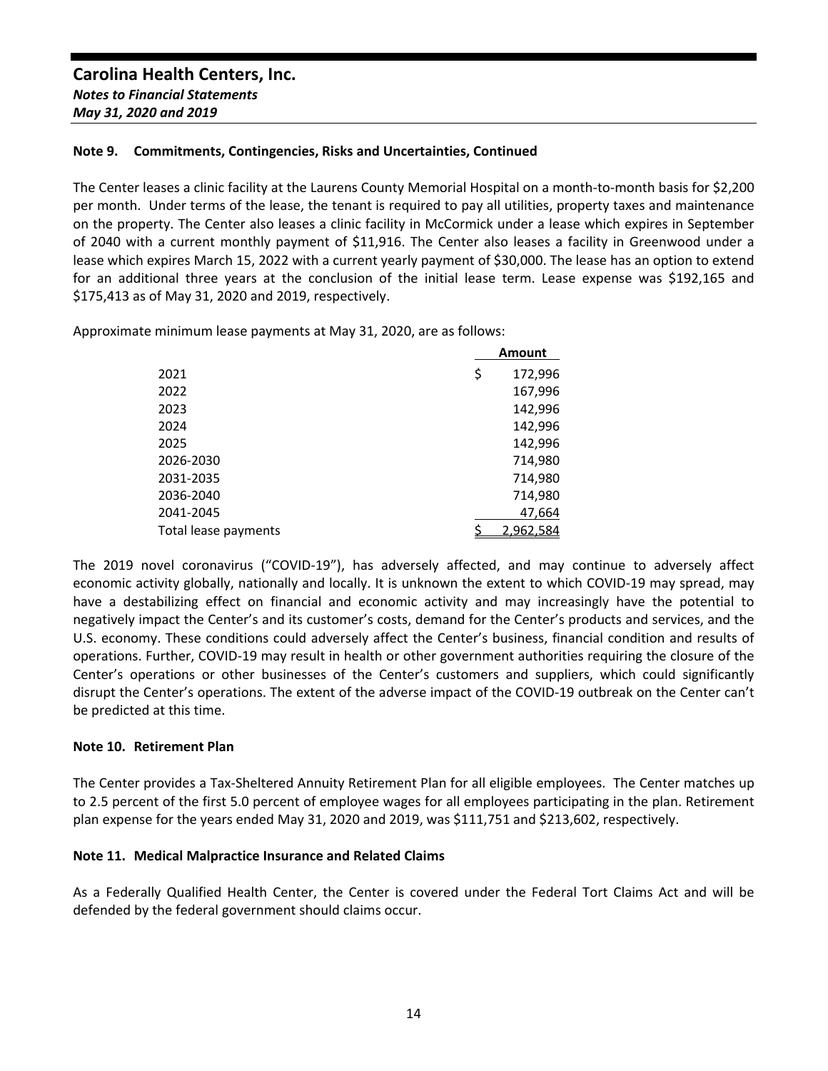## Note 9. Commitments, Contingencies, Risks and Uncertainties, Continued

The Center leases a clinic facility at the Laurens County Memorial Hospital on a month-to-month basis for $2,200 per month. Under terms of the lease, the tenant is required to pay all utilities, property taxes and maintenance on the property. The Center also leases a clinic facility in McCormick under a lease which expires in September of 2040 with a current monthly payment of $11,916. The Center also leases a facility in Greenwood under a lease which expires March 15, 2022 with a current yearly payment of $30,000. The lease has an option to extend for an additional three years at the conclusion of the initial lease term. Lease expense was $192,165 and $175,413 as of May 31, 2020 and 2019, respectively.

Approximate minimum lease payments at May 31, 2020, are as follows:

| | Amount |
|---|---|
| 2021 | $ 172,996 |
| 2022 | 167,996 |
| 2023 | 142,996 |
| 2024 | 142,996 |
| 2025 | 142,996 |
| 2026-2030 | 714,980 |
| 2031-2035 | 714,980 |
| 2036-2040 | 714,980 |
| 2041-2045 | 47,664 |
| Total lease payments | $ 2,962,584 |

The 2019 novel coronavirus ("COVID-19"), has adversely affected, and may continue to adversely affect economic activity globally, nationally and locally. It is unknown the extent to which COVID-19 may spread, may have a destabilizing effect on financial and economic activity and may increasingly have the potential to negatively impact the Center's and its customer's costs, demand for the Center's products and services, and the U.S. economy. These conditions could adversely affect the Center's business, financial condition and results of operations. Further, COVID-19 may result in health or other government authorities requiring the closure of the Center's operations or other businesses of the Center's customers and suppliers, which could significantly disrupt the Center's operations. The extent of the adverse impact of the COVID-19 outbreak on the Center can't be predicted at this time.

## Note 10. Retirement Plan

The Center provides a Tax-Sheltered Annuity Retirement Plan for all eligible employees. The Center matches up to 2.5 percent of the first 5.0 percent of employee wages for all employees participating in the plan. Retirement plan expense for the years ended May 31, 2020 and 2019, was $111,751 and $213,602, respectively.

## Note 11. Medical Malpractice Insurance and Related Claims

As a Federally Qualified Health Center, the Center is covered under the Federal Tort Claims Act and will be defended by the federal government should claims occur.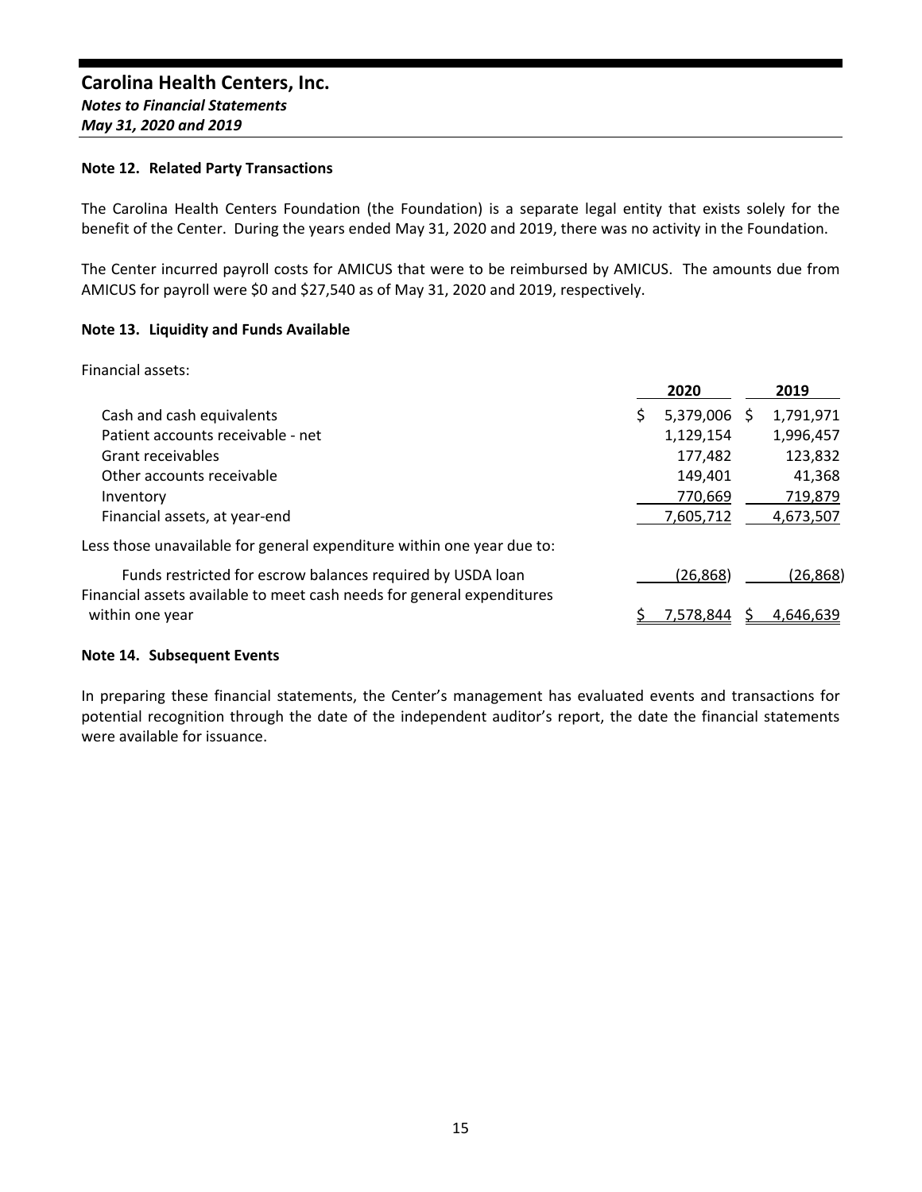## Note 12. Related Party Transactions

The Carolina Health Centers Foundation (the Foundation) is a separate legal entity that exists solely for the benefit of the Center. During the years ended May 31, 2020 and 2019, there was no activity in the Foundation.

The Center incurred payroll costs for AMICUS that were to be reimbursed by AMICUS. The amounts due from AMICUS for payroll were $0 and $27,540 as of May 31, 2020 and 2019, respectively.

## Note 13. Liquidity and Funds Available

Financial assets:

| | 2020 | 2019 |
|---|---|---|
| Cash and cash equivalents | $ 5,379,006 | $ 1,791,971 |
| Patient accounts receivable - net | 1,129,154 | 1,996,457 |
| Grant receivables | 177,482 | 123,832 |
| Other accounts receivable | 149,401 | 41,368 |
| Inventory | 770,669 | 719,879 |
| Financial assets, at year-end | 7,605,712 | 4,673,507 |
| Less those unavailable for general expenditure within one year due to: | | |
| Funds restricted for escrow balances required by USDA loan | (26,868) | (26,868) |
| Financial assets available to meet cash needs for general expenditures within one year | $ 7,578,844 | $ 4,646,639 |

## Note 14. Subsequent Events

In preparing these financial statements, the Center's management has evaluated events and transactions for potential recognition through the date of the independent auditor's report, the date the financial statements were available for issuance.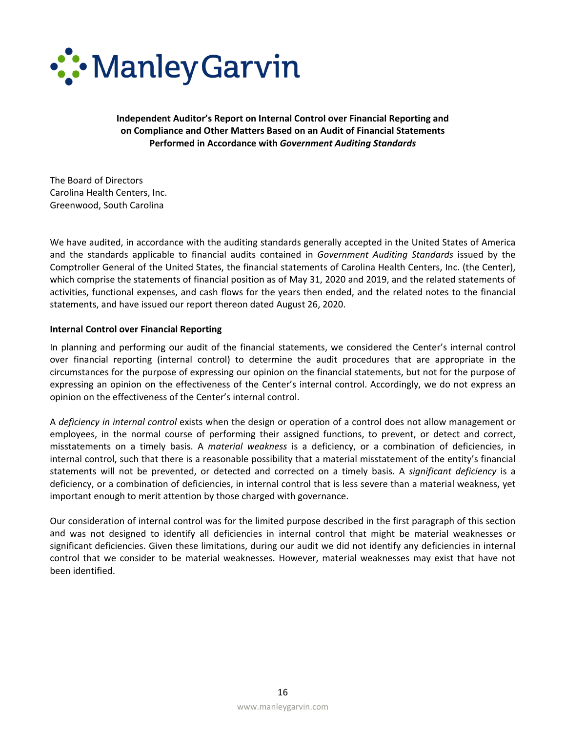**Independent Auditor's Report on Internal Control over Financial Reporting and on Compliance and Other Matters Based on an Audit of Financial Statements Performed in Accordance with *Government Auditing Standards***

The Board of Directors
Carolina Health Centers, Inc.
Greenwood, South Carolina

We have audited, in accordance with the auditing standards generally accepted in the United States of America and the standards applicable to financial audits contained in *Government Auditing Standards* issued by the Comptroller General of the United States, the financial statements of Carolina Health Centers, Inc. (the Center), which comprise the statements of financial position as of May 31, 2020 and 2019, and the related statements of activities, functional expenses, and cash flows for the years then ended, and the related notes to the financial statements, and have issued our report thereon dated August 26, 2020.

**Internal Control over Financial Reporting**

In planning and performing our audit of the financial statements, we considered the Center's internal control over financial reporting (internal control) to determine the audit procedures that are appropriate in the circumstances for the purpose of expressing our opinion on the financial statements, but not for the purpose of expressing an opinion on the effectiveness of the Center's internal control. Accordingly, we do not express an opinion on the effectiveness of the Center's internal control.

A *deficiency in internal control* exists when the design or operation of a control does not allow management or employees, in the normal course of performing their assigned functions, to prevent, or detect and correct, misstatements on a timely basis. A *material weakness* is a deficiency, or a combination of deficiencies, in internal control, such that there is a reasonable possibility that a material misstatement of the entity's financial statements will not be prevented, or detected and corrected on a timely basis. A *significant deficiency* is a deficiency, or a combination of deficiencies, in internal control that is less severe than a material weakness, yet important enough to merit attention by those charged with governance.

Our consideration of internal control was for the limited purpose described in the first paragraph of this section and was not designed to identify all deficiencies in internal control that might be material weaknesses or significant deficiencies. Given these limitations, during our audit we did not identify any deficiencies in internal control that we consider to be material weaknesses. However, material weaknesses may exist that have not been identified.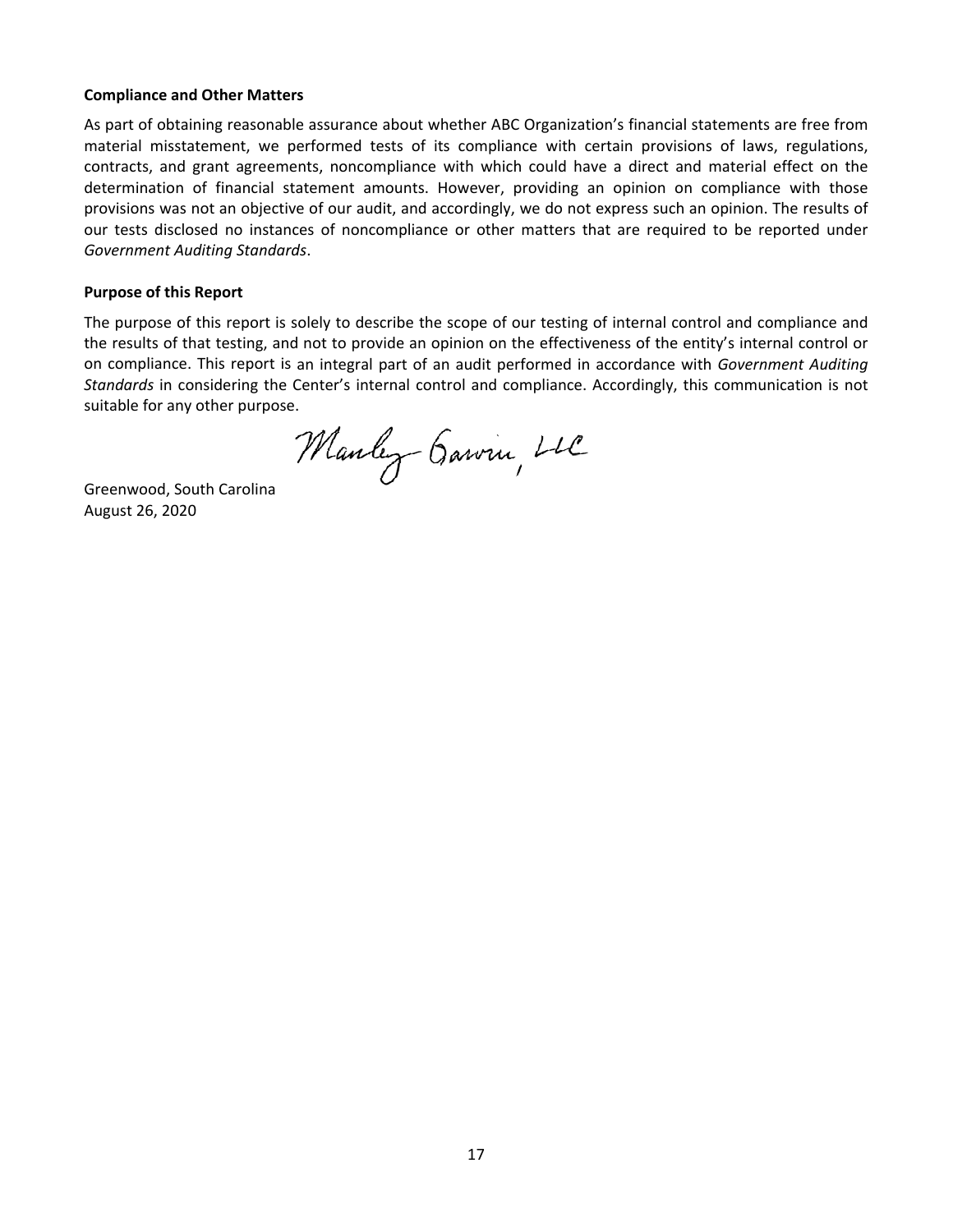**Compliance and Other Matters**

As part of obtaining reasonable assurance about whether ABC Organization's financial statements are free from material misstatement, we performed tests of its compliance with certain provisions of laws, regulations, contracts, and grant agreements, noncompliance with which could have a direct and material effect on the determination of financial statement amounts. However, providing an opinion on compliance with those provisions was not an objective of our audit, and accordingly, we do not express such an opinion. The results of our tests disclosed no instances of noncompliance or other matters that are required to be reported under *Government Auditing Standards*.

**Purpose of this Report**

The purpose of this report is solely to describe the scope of our testing of internal control and compliance and the results of that testing, and not to provide an opinion on the effectiveness of the entity's internal control or on compliance. This report is an integral part of an audit performed in accordance with *Government Auditing Standards* in considering the Center's internal control and compliance. Accordingly, this communication is not suitable for any other purpose.

Manley Garvin, LLC

Greenwood, South Carolina
August 26, 2020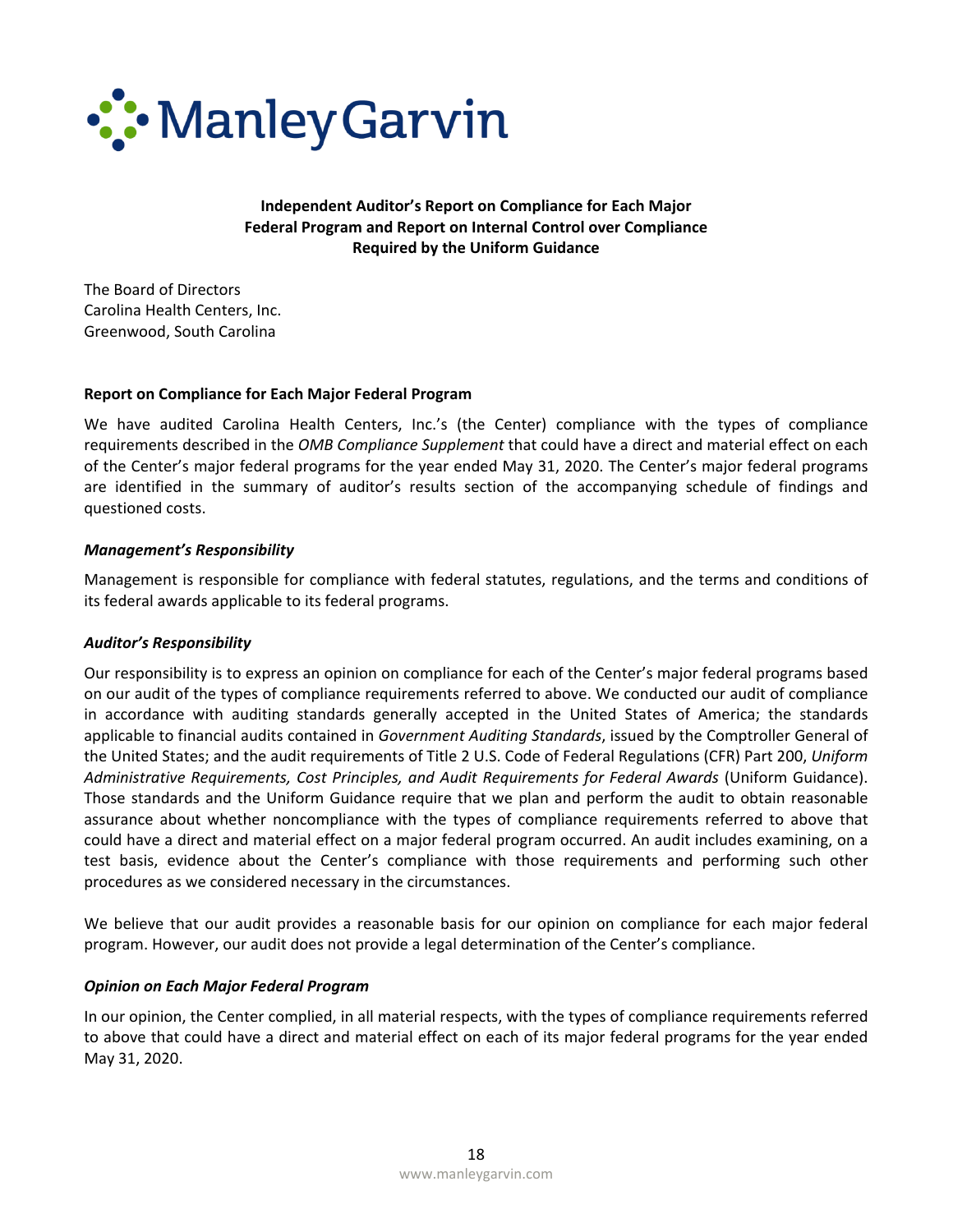# Independent Auditor's Report on Compliance for Each Major Federal Program and Report on Internal Control over Compliance Required by the Uniform Guidance

The Board of Directors
Carolina Health Centers, Inc.
Greenwood, South Carolina

## Report on Compliance for Each Major Federal Program

We have audited Carolina Health Centers, Inc.'s (the Center) compliance with the types of compliance requirements described in the *OMB Compliance Supplement* that could have a direct and material effect on each of the Center's major federal programs for the year ended May 31, 2020. The Center's major federal programs are identified in the summary of auditor's results section of the accompanying schedule of findings and questioned costs.

### *Management's Responsibility*

Management is responsible for compliance with federal statutes, regulations, and the terms and conditions of its federal awards applicable to its federal programs.

### *Auditor's Responsibility*

Our responsibility is to express an opinion on compliance for each of the Center's major federal programs based on our audit of the types of compliance requirements referred to above. We conducted our audit of compliance in accordance with auditing standards generally accepted in the United States of America; the standards applicable to financial audits contained in *Government Auditing Standards*, issued by the Comptroller General of the United States; and the audit requirements of Title 2 U.S. Code of Federal Regulations (CFR) Part 200, *Uniform Administrative Requirements, Cost Principles, and Audit Requirements for Federal Awards* (Uniform Guidance). Those standards and the Uniform Guidance require that we plan and perform the audit to obtain reasonable assurance about whether noncompliance with the types of compliance requirements referred to above that could have a direct and material effect on a major federal program occurred. An audit includes examining, on a test basis, evidence about the Center's compliance with those requirements and performing such other procedures as we considered necessary in the circumstances.

We believe that our audit provides a reasonable basis for our opinion on compliance for each major federal program. However, our audit does not provide a legal determination of the Center's compliance.

### *Opinion on Each Major Federal Program*

In our opinion, the Center complied, in all material respects, with the types of compliance requirements referred to above that could have a direct and material effect on each of its major federal programs for the year ended May 31, 2020.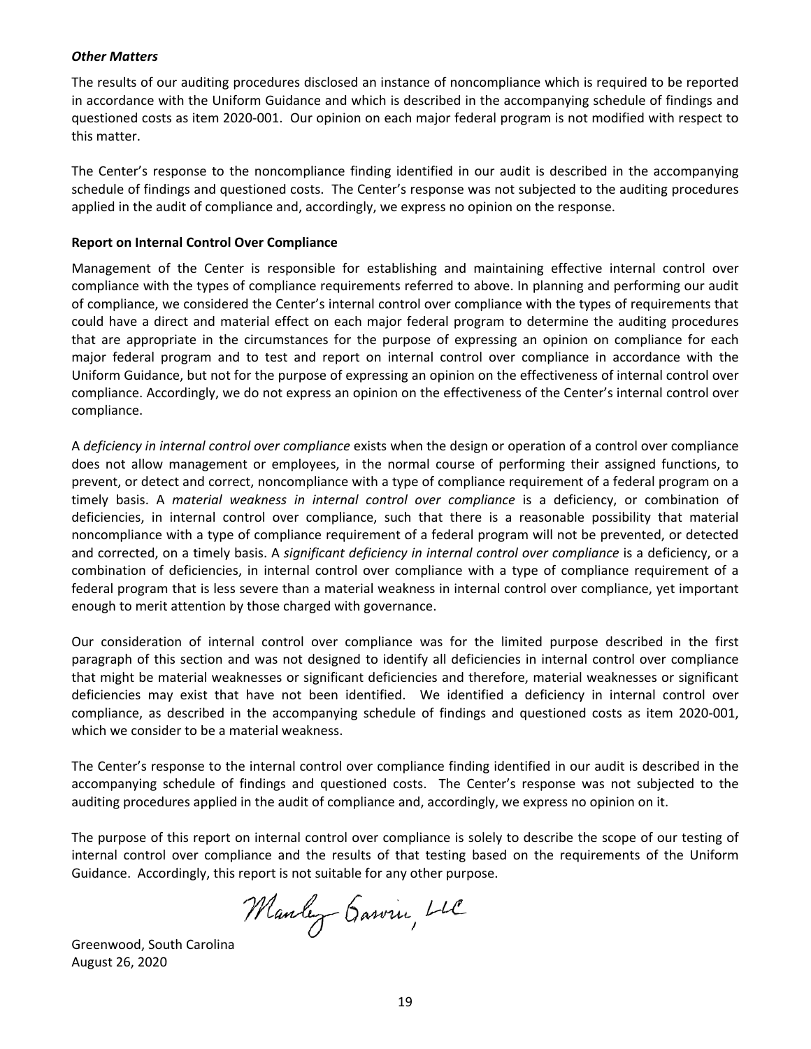***Other Matters***

The results of our auditing procedures disclosed an instance of noncompliance which is required to be reported in accordance with the Uniform Guidance and which is described in the accompanying schedule of findings and questioned costs as item 2020-001. Our opinion on each major federal program is not modified with respect to this matter.

The Center's response to the noncompliance finding identified in our audit is described in the accompanying schedule of findings and questioned costs. The Center's response was not subjected to the auditing procedures applied in the audit of compliance and, accordingly, we express no opinion on the response.

**Report on Internal Control Over Compliance**

Management of the Center is responsible for establishing and maintaining effective internal control over compliance with the types of compliance requirements referred to above. In planning and performing our audit of compliance, we considered the Center's internal control over compliance with the types of requirements that could have a direct and material effect on each major federal program to determine the auditing procedures that are appropriate in the circumstances for the purpose of expressing an opinion on compliance for each major federal program and to test and report on internal control over compliance in accordance with the Uniform Guidance, but not for the purpose of expressing an opinion on the effectiveness of internal control over compliance. Accordingly, we do not express an opinion on the effectiveness of the Center's internal control over compliance.

A *deficiency in internal control over compliance* exists when the design or operation of a control over compliance does not allow management or employees, in the normal course of performing their assigned functions, to prevent, or detect and correct, noncompliance with a type of compliance requirement of a federal program on a timely basis. A *material weakness in internal control over compliance* is a deficiency, or combination of deficiencies, in internal control over compliance, such that there is a reasonable possibility that material noncompliance with a type of compliance requirement of a federal program will not be prevented, or detected and corrected, on a timely basis. A *significant deficiency in internal control over compliance* is a deficiency, or a combination of deficiencies, in internal control over compliance with a type of compliance requirement of a federal program that is less severe than a material weakness in internal control over compliance, yet important enough to merit attention by those charged with governance.

Our consideration of internal control over compliance was for the limited purpose described in the first paragraph of this section and was not designed to identify all deficiencies in internal control over compliance that might be material weaknesses or significant deficiencies and therefore, material weaknesses or significant deficiencies may exist that have not been identified. We identified a deficiency in internal control over compliance, as described in the accompanying schedule of findings and questioned costs as item 2020-001, which we consider to be a material weakness.

The Center's response to the internal control over compliance finding identified in our audit is described in the accompanying schedule of findings and questioned costs. The Center's response was not subjected to the auditing procedures applied in the audit of compliance and, accordingly, we express no opinion on it.

The purpose of this report on internal control over compliance is solely to describe the scope of our testing of internal control over compliance and the results of that testing based on the requirements of the Uniform Guidance. Accordingly, this report is not suitable for any other purpose.

Manley Garvin, LLC

Greenwood, South Carolina
August 26, 2020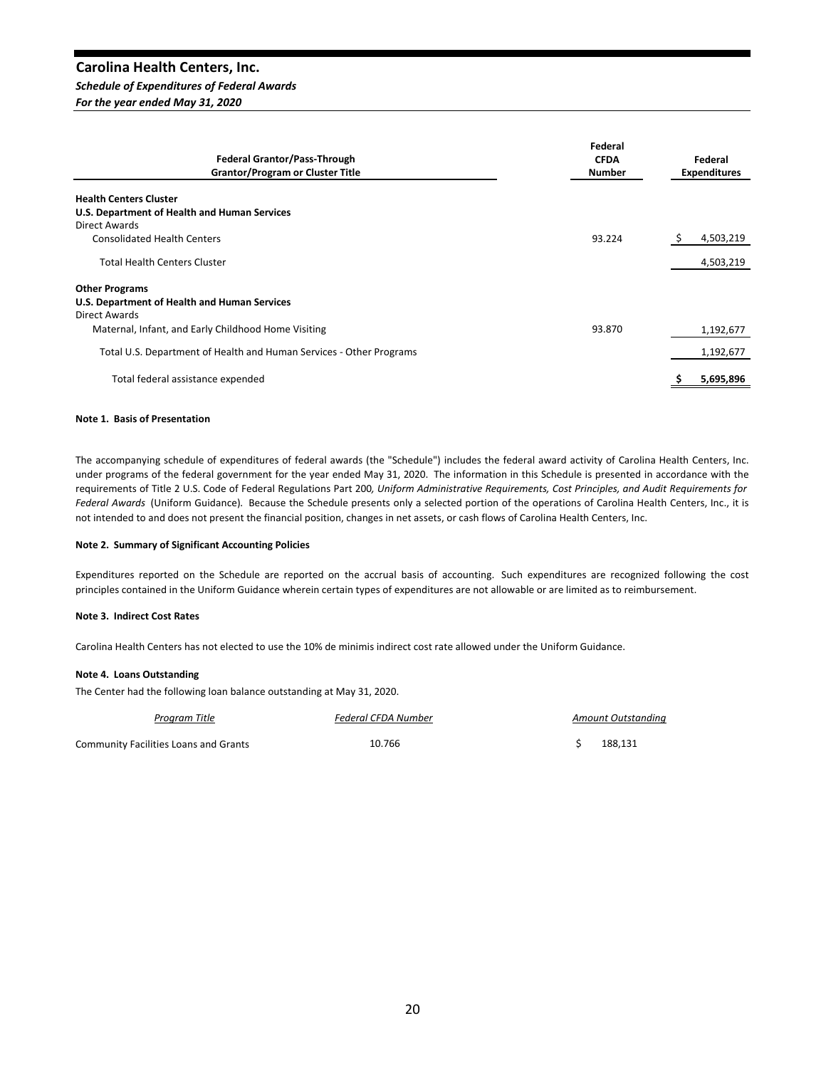# Carolina Health Centers, Inc.

***Schedule of Expenditures of Federal Awards***

***For the year ended May 31, 2020***

| Federal Grantor/Pass-Through Grantor/Program or Cluster Title | Federal CFDA Number | Federal Expenditures |
|---|---|---|
| **Health Centers Cluster** | | |
| **U.S. Department of Health and Human Services** | | |
| Direct Awards | | |
| Consolidated Health Centers | 93.224 | $ 4,503,219 |
| Total Health Centers Cluster | | 4,503,219 |
| **Other Programs** | | |
| **U.S. Department of Health and Human Services** | | |
| Direct Awards | | |
| Maternal, Infant, and Early Childhood Home Visiting | 93.870 | 1,192,677 |
| Total U.S. Department of Health and Human Services - Other Programs | | 1,192,677 |
| Total federal assistance expended | | **$ 5,695,896** |

**Note 1. Basis of Presentation**

The accompanying schedule of expenditures of federal awards (the "Schedule") includes the federal award activity of Carolina Health Centers, Inc. under programs of the federal government for the year ended May 31, 2020. The information in this Schedule is presented in accordance with the requirements of Title 2 U.S. Code of Federal Regulations Part 200*, Uniform Administrative Requirements, Cost Principles, and Audit Requirements for Federal Awards* (Uniform Guidance). Because the Schedule presents only a selected portion of the operations of Carolina Health Centers, Inc., it is not intended to and does not present the financial position, changes in net assets, or cash flows of Carolina Health Centers, Inc.

**Note 2. Summary of Significant Accounting Policies**

Expenditures reported on the Schedule are reported on the accrual basis of accounting. Such expenditures are recognized following the cost principles contained in the Uniform Guidance wherein certain types of expenditures are not allowable or are limited as to reimbursement.

**Note 3. Indirect Cost Rates**

Carolina Health Centers has not elected to use the 10% de minimis indirect cost rate allowed under the Uniform Guidance.

**Note 4. Loans Outstanding**

The Center had the following loan balance outstanding at May 31, 2020.

| *Program Title* | *Federal CFDA Number* | *Amount Outstanding* |
|---|---|---|
| Community Facilities Loans and Grants | 10.766 | $ 188,131 |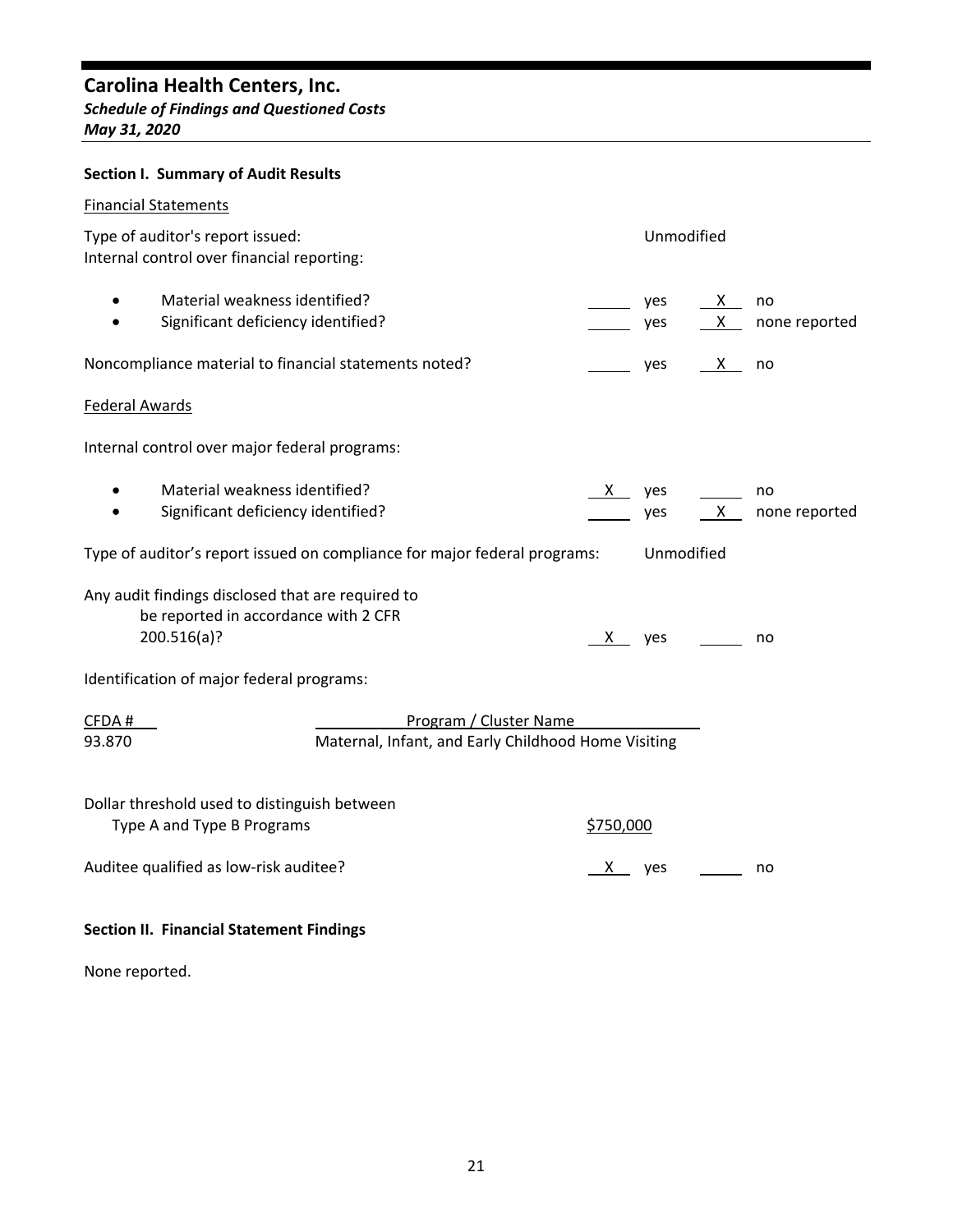# Carolina Health Centers, Inc.

***Schedule of Findings and Questioned Costs***

***May 31, 2020***

## Section I. Summary of Audit Results

Financial Statements

Type of auditor's report issued: Unmodified

Internal control over financial reporting:

| | | | | |
|---|---|---|---|---|
| • Material weakness identified? | ____ | yes | X | no |
| • Significant deficiency identified? | ____ | yes | X | none reported |
| Noncompliance material to financial statements noted? | ____ | yes | X | no |

Federal Awards

Internal control over major federal programs:

| | | | | |
|---|---|---|---|---|
| • Material weakness identified? | X | yes | ____ | no |
| • Significant deficiency identified? | ____ | yes | X | none reported |

Type of auditor's report issued on compliance for major federal programs: Unmodified

| | | | | |
|---|---|---|---|---|
| Any audit findings disclosed that are required to be reported in accordance with 2 CFR 200.516(a)? | X | yes | ____ | no |

Identification of major federal programs:

| CFDA # | Program / Cluster Name |
|---|---|
| 93.870 | Maternal, Infant, and Early Childhood Home Visiting |

Dollar threshold used to distinguish between Type A and Type B Programs: $750,000

| | | | | |
|---|---|---|---|---|
| Auditee qualified as low-risk auditee? | X | yes | ____ | no |

## Section II. Financial Statement Findings

None reported.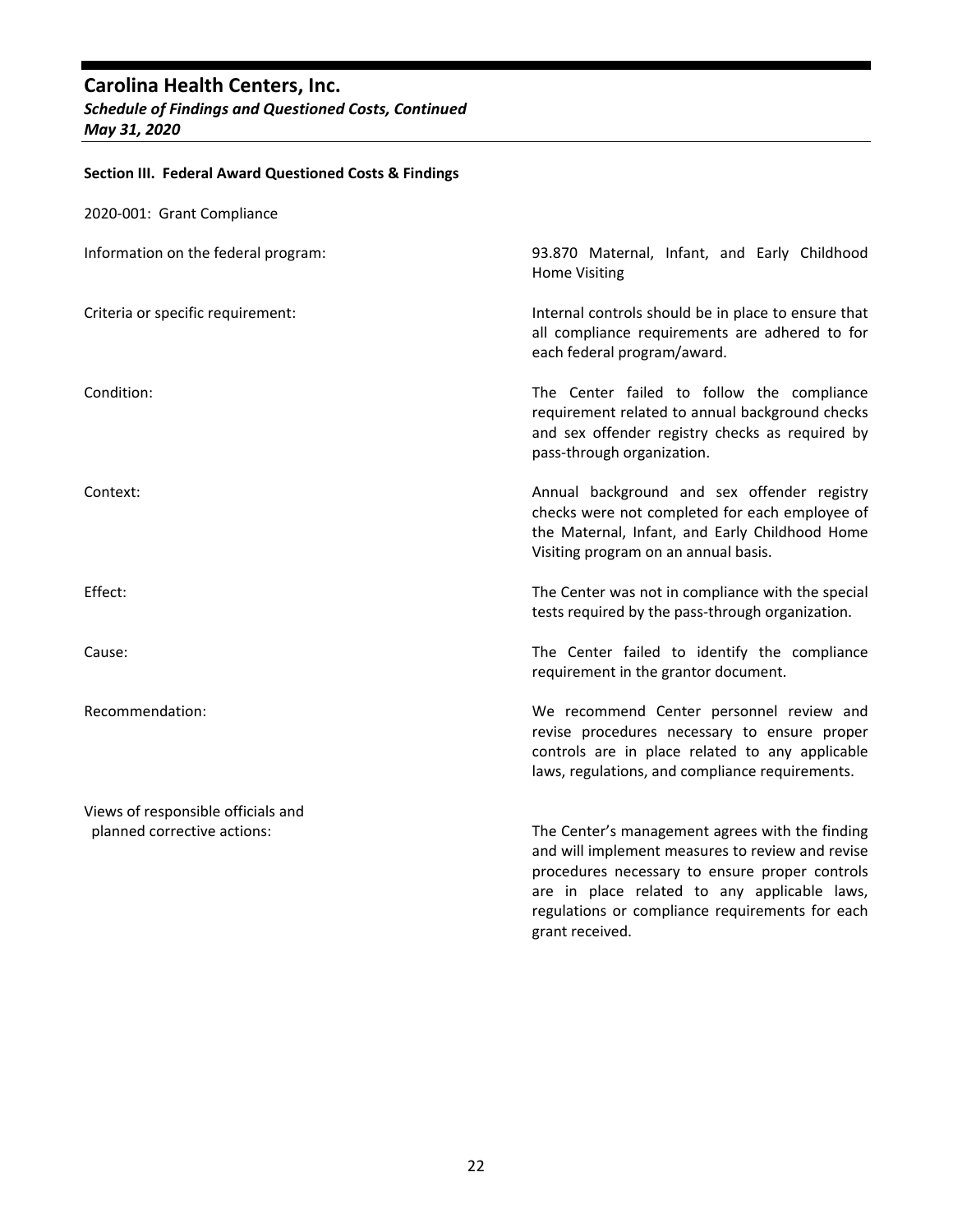# Carolina Health Centers, Inc.

***Schedule of Findings and Questioned Costs, Continued***

***May 31, 2020***

**Section III. Federal Award Questioned Costs & Findings**

2020-001: Grant Compliance

| | |
|---|---|
| Information on the federal program: | 93.870 Maternal, Infant, and Early Childhood Home Visiting |
| Criteria or specific requirement: | Internal controls should be in place to ensure that all compliance requirements are adhered to for each federal program/award. |
| Condition: | The Center failed to follow the compliance requirement related to annual background checks and sex offender registry checks as required by pass-through organization. |
| Context: | Annual background and sex offender registry checks were not completed for each employee of the Maternal, Infant, and Early Childhood Home Visiting program on an annual basis. |
| Effect: | The Center was not in compliance with the special tests required by the pass-through organization. |
| Cause: | The Center failed to identify the compliance requirement in the grantor document. |
| Recommendation: | We recommend Center personnel review and revise procedures necessary to ensure proper controls are in place related to any applicable laws, regulations, and compliance requirements. |
| Views of responsible officials and planned corrective actions: | The Center's management agrees with the finding and will implement measures to review and revise procedures necessary to ensure proper controls are in place related to any applicable laws, regulations or compliance requirements for each grant received. |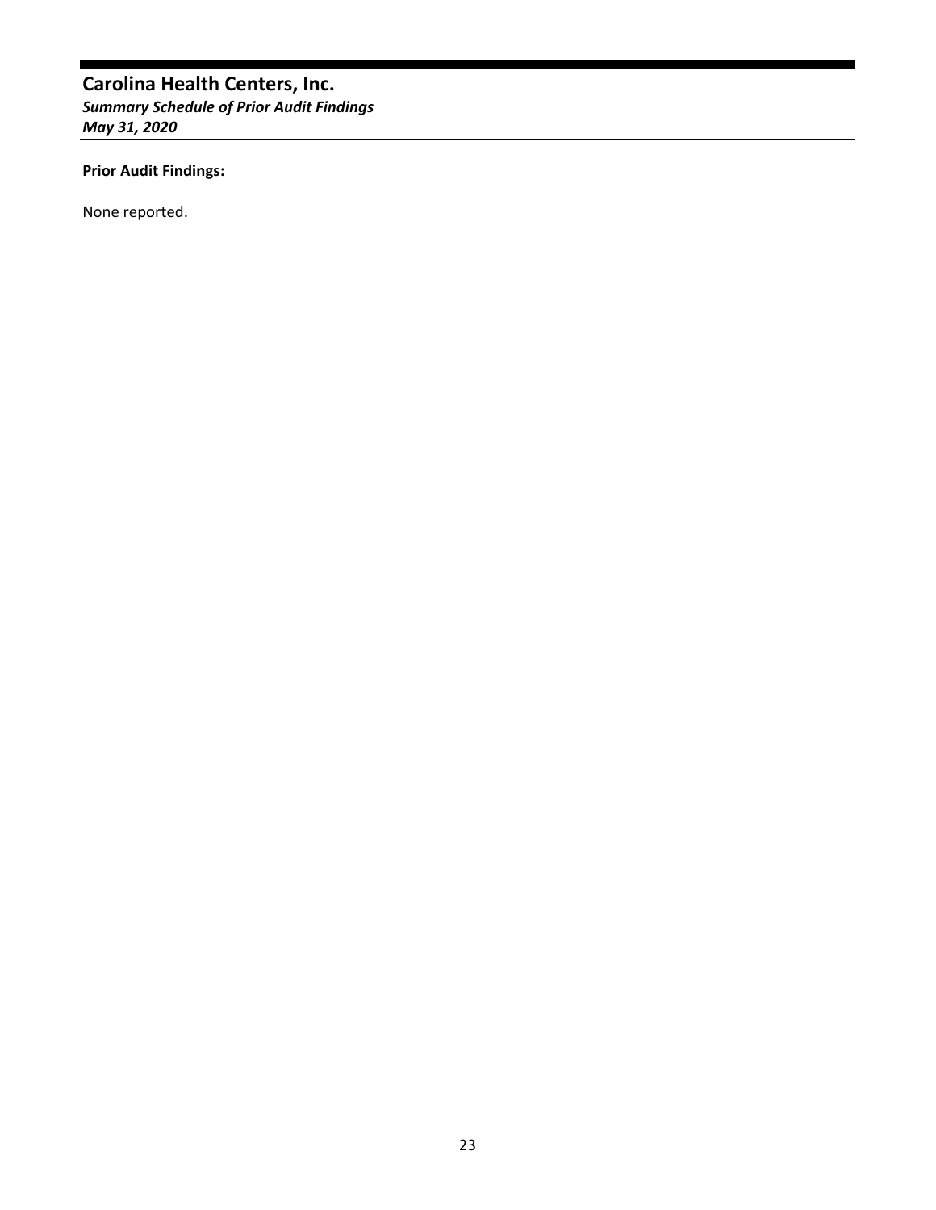# Carolina Health Centers, Inc.

***Summary Schedule of Prior Audit Findings***

***May 31, 2020***

**Prior Audit Findings:**

None reported.